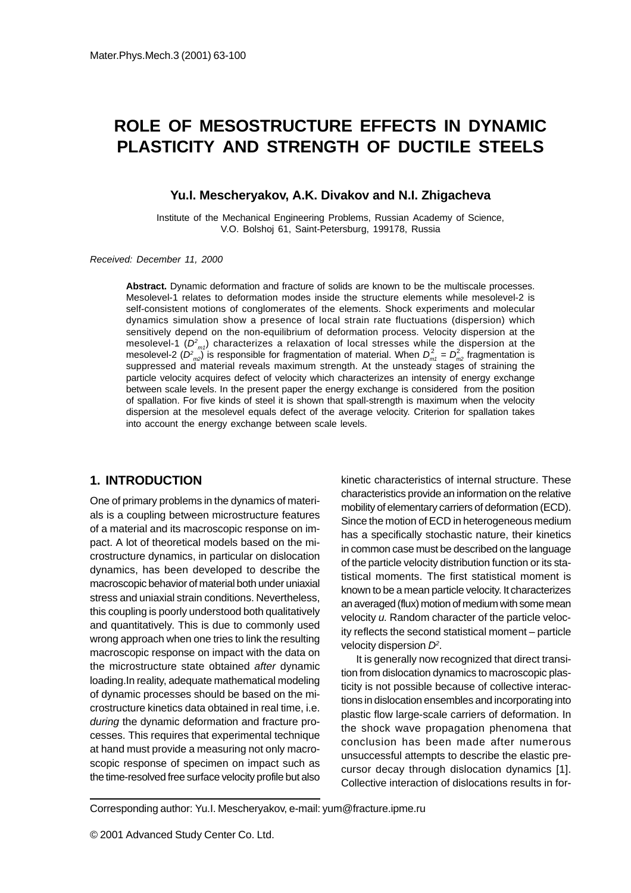# ROLE OF MESOSTRUCTURE EFFECTS IN DYNAMIC PLASTICITY AND STRENGTH OF DUCTILE STEELS

**Yu.I. Mescheryakov, A.K. Divakov and N.I. Zhigacheva**

Institute of the Mechanical Engineering Problems, Russian Academy of Science, V.O. Bolshoj 61, Saint-Petersburg, 199178, Russia

*Received: December 11, 2000*

**Abstract.** Dynamic deformation and fracture of solids are known to be the multiscale processes. Mesolevel-1 relates to deformation modes inside the structure elements while mesolevel-2 is self-consistent motions of conglomerates of the elements. Shock experiments and molecular dynamics simulation show a presence of local strain rate fluctuations (dispersion) which sensitively depend on the non-equilibrium of deformation process. Velocity dispersion at the mesolevel-1 ($D^2_{m1}$) characterizes a relaxation of local stresses while the dispersion at the mesolevel-2 ($D^2_{m2}$) is responsible for fragmentation of material. When $D^2_{m1} = D^2_{m2}$ fragmentation is suppressed and material reveals maximum strength. At the unsteady stages of straining the particle velocity acquires defect of velocity which characterizes an intensity of energy exchange between scale levels. In the present paper the energy exchange is considered from the position of spallation. For five kinds of steel it is shown that spall-strength is maximum when the velocity dispersion at the mesolevel equals defect of the average velocity. Criterion for spallation takes into account the energy exchange between scale levels.

## 1. INTRODUCTION

One of primary problems in the dynamics of materials is a coupling between microstructure features of a material and its macroscopic response on impact. A lot of theoretical models based on the microstructure dynamics, in particular on dislocation dynamics, has been developed to describe the macroscopic behavior of material both under uniaxial stress and uniaxial strain conditions. Nevertheless, this coupling is poorly understood both qualitatively and quantitatively. This is due to commonly used wrong approach when one tries to link the resulting macroscopic response on impact with the data on the microstructure state obtained *after* dynamic loading.In reality, adequate mathematical modeling of dynamic processes should be based on the microstructure kinetics data obtained in real time, i.e. *during* the dynamic deformation and fracture processes. This requires that experimental technique at hand must provide a measuring not only macroscopic response of specimen on impact such as the time-resolved free surface velocity profile but also kinetic characteristics of internal structure. These characteristics provide an information on the relative mobility of elementary carriers of deformation (ECD). Since the motion of ECD in heterogeneous medium has a specifically stochastic nature, their kinetics in common case must be described on the language of the particle velocity distribution function or its statistical moments. The first statistical moment is known to be a mean particle velocity. It characterizes an averaged (flux) motion of medium with some mean velocity *u.* Random character of the particle velocity reflects the second statistical moment – particle velocity dispersion $D^2$.

It is generally now recognized that direct transition from dislocation dynamics to macroscopic plasticity is not possible because of collective interactions in dislocation ensembles and incorporating into plastic flow large-scale carriers of deformation. In the shock wave propagation phenomena that conclusion has been made after numerous unsuccessful attempts to describe the elastic precursor decay through dislocation dynamics [1]. Collective interaction of dislocations results in for-

Corresponding author: Yu.I. Mescheryakov, e-mail: yum@fracture.ipme.ru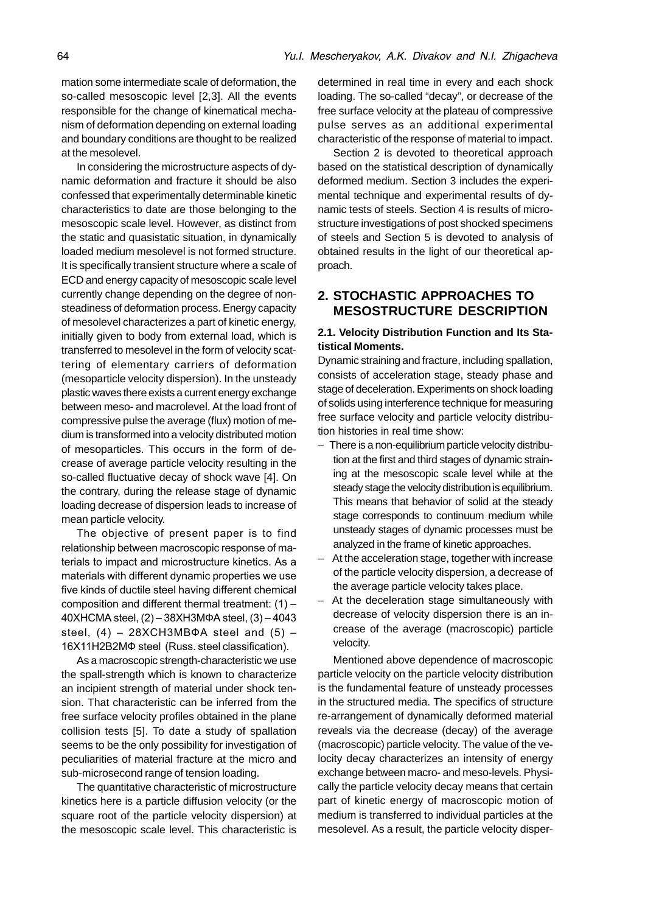mation some intermediate scale of deformation, the so-called mesoscopic level [2,3]. All the events responsible for the change of kinematical mechanism of deformation depending on external loading and boundary conditions are thought to be realized at the mesolevel.

In considering the microstructure aspects of dynamic deformation and fracture it should be also confessed that experimentally determinable kinetic characteristics to date are those belonging to the mesoscopic scale level. However, as distinct from the static and quasistatic situation, in dynamically loaded medium mesolevel is not formed structure. It is specifically transient structure where a scale of ECD and energy capacity of mesoscopic scale level currently change depending on the degree of non-steadiness of deformation process. Energy capacity of mesolevel characterizes a part of kinetic energy, initially given to body from external load, which is transferred to mesolevel in the form of velocity scattering of elementary carriers of deformation (mesoparticle velocity dispersion). In the unsteady plastic waves there exists a current energy exchange between meso- and macrolevel. At the load front of compressive pulse the average (flux) motion of medium is transformed into a velocity distributed motion of mesoparticles. This occurs in the form of decrease of average particle velocity resulting in the so-called fluctuative decay of shock wave [4]. On the contrary, during the release stage of dynamic loading decrease of dispersion leads to increase of mean particle velocity.

The objective of present paper is to find relationship between macroscopic response of materials to impact and microstructure kinetics. As a materials with different dynamic properties we use five kinds of ductile steel having different chemical composition and different thermal treatment: (1) – 40ХНСМА steel, (2) – 38ХН3МФА steel, (3) – 4043 steel, (4) – 28ХСН3МВФА steel and (5) – 16Х11Н2В2МФ steel (Russ. steel classification).

As a macroscopic strength-characteristic we use the spall-strength which is known to characterize an incipient strength of material under shock tension. That characteristic can be inferred from the free surface velocity profiles obtained in the plane collision tests [5]. To date a study of spallation seems to be the only possibility for investigation of peculiarities of material fracture at the micro and sub-microsecond range of tension loading.

The quantitative characteristic of microstructure kinetics here is a particle diffusion velocity (or the square root of the particle velocity dispersion) at the mesoscopic scale level. This characteristic is determined in real time in every and each shock loading. The so-called "decay", or decrease of the free surface velocity at the plateau of compressive pulse serves as an additional experimental characteristic of the response of material to impact.

Section 2 is devoted to theoretical approach based on the statistical description of dynamically deformed medium. Section 3 includes the experimental technique and experimental results of dynamic tests of steels. Section 4 is results of microstructure investigations of post shocked specimens of steels and Section 5 is devoted to analysis of obtained results in the light of our theoretical approach.

## 2. STOCHASTIC APPROACHES TO MESOSTRUCTURE DESCRIPTION

### 2.1. Velocity Distribution Function and Its Statistical Moments.

Dynamic straining and fracture, including spallation, consists of acceleration stage, steady phase and stage of deceleration. Experiments on shock loading of solids using interference technique for measuring free surface velocity and particle velocity distribution histories in real time show:

- There is a non-equilibrium particle velocity distribution at the first and third stages of dynamic straining at the mesoscopic scale level while at the steady stage the velocity distribution is equilibrium. This means that behavior of solid at the steady stage corresponds to continuum medium while unsteady stages of dynamic processes must be analyzed in the frame of kinetic approaches.
- At the acceleration stage, together with increase of the particle velocity dispersion, a decrease of the average particle velocity takes place.
- At the deceleration stage simultaneously with decrease of velocity dispersion there is an increase of the average (macroscopic) particle velocity.

Mentioned above dependence of macroscopic particle velocity on the particle velocity distribution is the fundamental feature of unsteady processes in the structured media. The specifics of structure re-arrangement of dynamically deformed material reveals via the decrease (decay) of the average (macroscopic) particle velocity. The value of the velocity decay characterizes an intensity of energy exchange between macro- and meso-levels. Physically the particle velocity decay means that certain part of kinetic energy of macroscopic motion of medium is transferred to individual particles at the mesolevel. As a result, the particle velocity disper-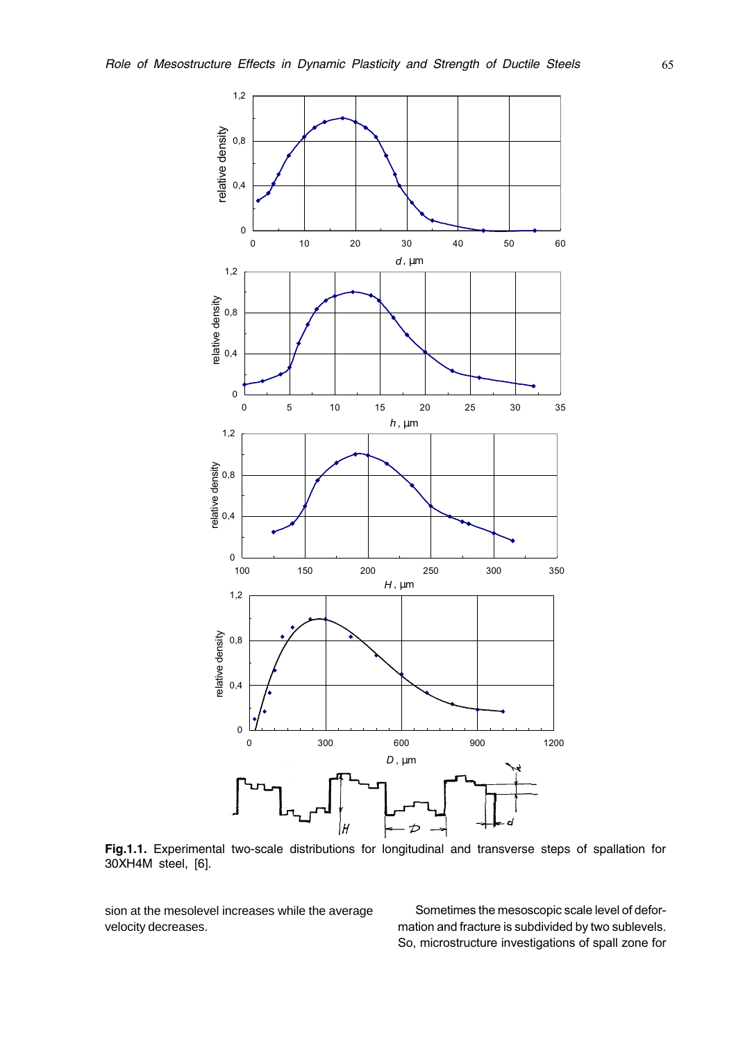**Fig.1.1.** Experimental two-scale distributions for longitudinal and transverse steps of spallation for 30XH4M steel, [6].

sion at the mesolevel increases while the average velocity decreases.

Sometimes the mesoscopic scale level of deformation and fracture is subdivided by two sublevels. So, microstructure investigations of spall zone for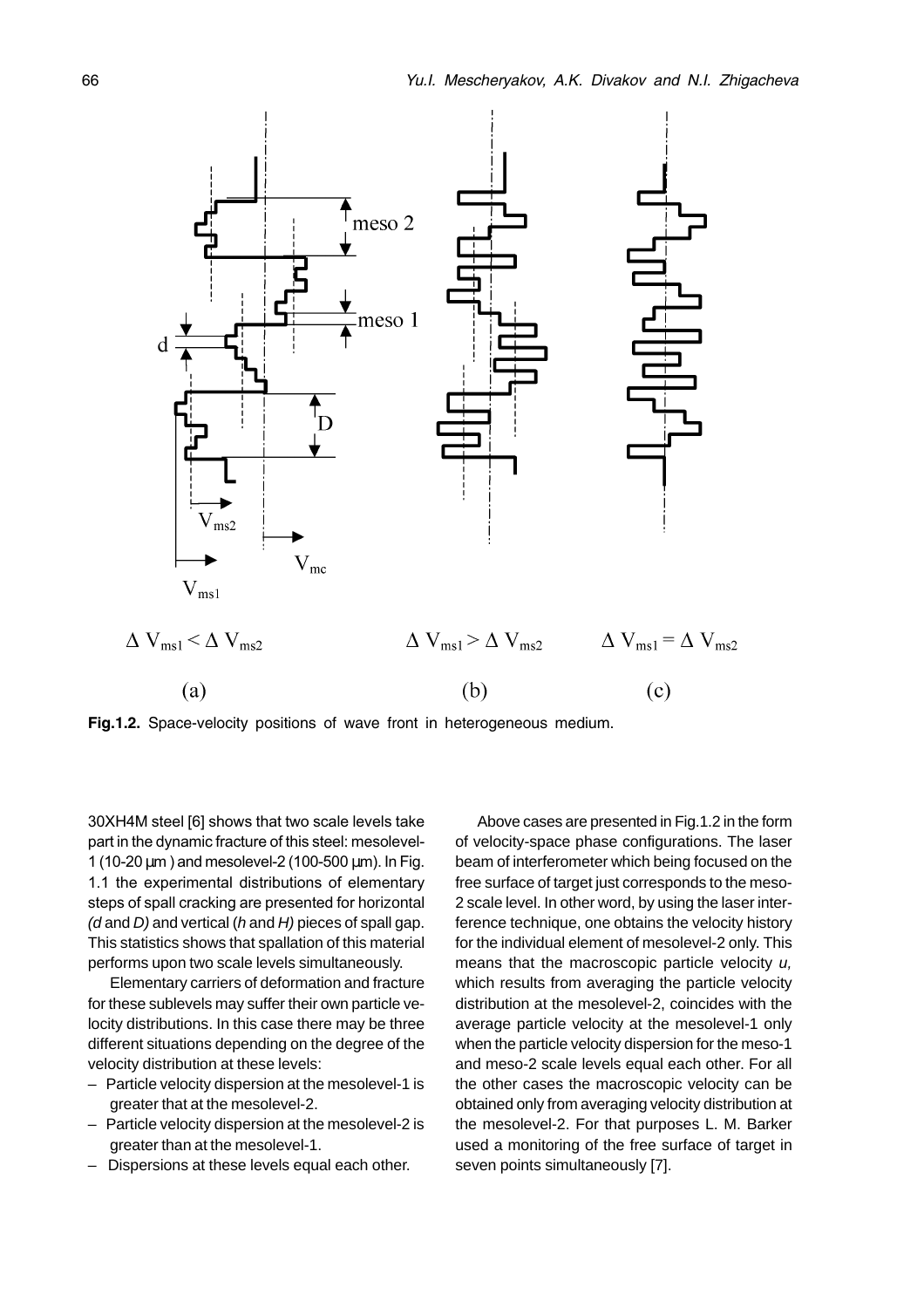**Fig.1.2.** Space-velocity positions of wave front in heterogeneous medium.

30XH4M steel [6] shows that two scale levels take part in the dynamic fracture of this steel: mesolevel-1 (10-20 μm ) and mesolevel-2 (100-500 μm). In Fig. 1.1 the experimental distributions of elementary steps of spall cracking are presented for horizontal *(d* and *D)* and vertical (*h* and *H)* pieces of spall gap. This statistics shows that spallation of this material performs upon two scale levels simultaneously.

Elementary carriers of deformation and fracture for these sublevels may suffer their own particle velocity distributions. In this case there may be three different situations depending on the degree of the velocity distribution at these levels:

- Particle velocity dispersion at the mesolevel-1 is greater that at the mesolevel-2.
- Particle velocity dispersion at the mesolevel-2 is greater than at the mesolevel-1.
- Dispersions at these levels equal each other.

Above cases are presented in Fig.1.2 in the form of velocity-space phase configurations. The laser beam of interferometer which being focused on the free surface of target just corresponds to the meso-2 scale level. In other word, by using the laser interference technique, one obtains the velocity history for the individual element of mesolevel-2 only. This means that the macroscopic particle velocity *u,* which results from averaging the particle velocity distribution at the mesolevel-2, coincides with the average particle velocity at the mesolevel-1 only when the particle velocity dispersion for the meso-1 and meso-2 scale levels equal each other. For all the other cases the macroscopic velocity can be obtained only from averaging velocity distribution at the mesolevel-2. For that purposes L. M. Barker used a monitoring of the free surface of target in seven points simultaneously [7].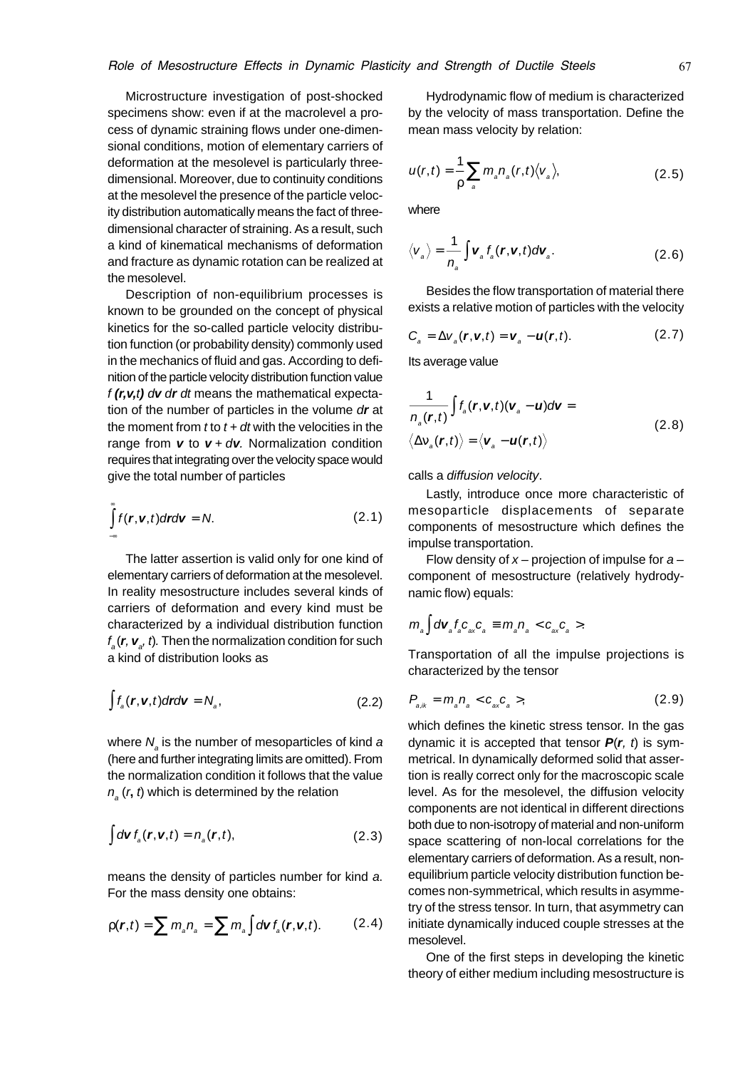Microstructure investigation of post-shocked specimens show: even if at the macrolevel a process of dynamic straining flows under one-dimensional conditions, motion of elementary carriers of deformation at the mesolevel is particularly three-dimensional. Moreover, due to continuity conditions at the mesolevel the presence of the particle velocity distribution automatically means the fact of three-dimensional character of straining. As a result, such a kind of kinematical mechanisms of deformation and fracture as dynamic rotation can be realized at the mesolevel.

Description of non-equilibrium processes is known to be grounded on the concept of physical kinetics for the so-called particle velocity distribution function (or probability density) commonly used in the mechanics of fluid and gas. According to definition of the particle velocity distribution function value $f\,(\boldsymbol{r},\boldsymbol{v},t)\,d\boldsymbol{v}\,d\boldsymbol{r}\,dt$ means the mathematical expectation of the number of particles in the volume $d\boldsymbol{r}$ at the moment from $t$ to $t + dt$ with the velocities in the range from $\boldsymbol{v}$ to $\boldsymbol{v} + d\boldsymbol{v}$. Normalization condition requires that integrating over the velocity space would give the total number of particles

$$\int_{-\infty}^{\infty} f(\boldsymbol{r},\boldsymbol{v},t)d\boldsymbol{r}d\boldsymbol{v} = N. \tag{2.1}$$

The latter assertion is valid only for one kind of elementary carriers of deformation at the mesolevel. In reality mesostructure includes several kinds of carriers of deformation and every kind must be characterized by a individual distribution function $f_a(\boldsymbol{r}, \boldsymbol{v}_a, t)$. Then the normalization condition for such a kind of distribution looks as

$$\int f_a(\boldsymbol{r},\boldsymbol{v},t)d\boldsymbol{r}d\boldsymbol{v} = N_a, \tag{2.2}$$

where $N_a$ is the number of mesoparticles of kind $a$ (here and further integrating limits are omitted). From the normalization condition it follows that the value $n_a\,(\boldsymbol{r}, t)$ which is determined by the relation

$$\int d\boldsymbol{v}\, f_a(\boldsymbol{r},\boldsymbol{v},t) = n_a(\boldsymbol{r},t), \tag{2.3}$$

means the density of particles number for kind $a$. For the mass density one obtains:

$$\rho(\boldsymbol{r},t) = \sum m_a n_a = \sum m_a \int d\boldsymbol{v}\, f_a(\boldsymbol{r},\boldsymbol{v},t). \tag{2.4}$$

Hydrodynamic flow of medium is characterized by the velocity of mass transportation. Define the mean mass velocity by relation:

$$u(r,t) = \frac{1}{\rho}\sum_a m_a n_a(r,t)\langle v_a\rangle, \tag{2.5}$$

where

$$\langle v_a\rangle = \frac{1}{n_a}\int \boldsymbol{v}_a f_a(\boldsymbol{r},\boldsymbol{v},t)d\boldsymbol{v}_a. \tag{2.6}$$

Besides the flow transportation of material there exists a relative motion of particles with the velocity

$$C_a = \Delta v_a(\boldsymbol{r},\boldsymbol{v},t) = \boldsymbol{v}_a - \boldsymbol{u}(\boldsymbol{r},t). \tag{2.7}$$

Its average value

$$\begin{gathered}\frac{1}{n_a(\boldsymbol{r},t)}\int f_a(\boldsymbol{r},\boldsymbol{v},t)(\boldsymbol{v}_a - \boldsymbol{u})d\boldsymbol{v} = \\ \langle \Delta v_a(\boldsymbol{r},t)\rangle = \langle \boldsymbol{v}_a - \boldsymbol{u}(\boldsymbol{r},t)\rangle\end{gathered} \tag{2.8}$$

calls a *diffusion velocity*.

Lastly, introduce once more characteristic of mesoparticle displacements of separate components of mesostructure which defines the impulse transportation.

Flow density of $x$ – projection of impulse for $a$ – component of mesostructure (relatively hydrodynamic flow) equals:

$$m_a \int d\boldsymbol{v}_a f_a c_{ax} c_a \equiv m_a n_a < c_{ax} c_a >.$$

Transportation of all the impulse projections is characterized by the tensor

$$P_{a,ik} = m_a n_a < c_{ax} c_a >, \tag{2.9}$$

which defines the kinetic stress tensor. In the gas dynamic it is accepted that tensor $\boldsymbol{P}(\boldsymbol{r}, t)$ is symmetrical. In dynamically deformed solid that assertion is really correct only for the macroscopic scale level. As for the mesolevel, the diffusion velocity components are not identical in different directions both due to non-isotropy of material and non-uniform space scattering of non-local correlations for the elementary carriers of deformation. As a result, non-equilibrium particle velocity distribution function becomes non-symmetrical, which results in asymmetry of the stress tensor. In turn, that asymmetry can initiate dynamically induced couple stresses at the mesolevel.

One of the first steps in developing the kinetic theory of either medium including mesostructure is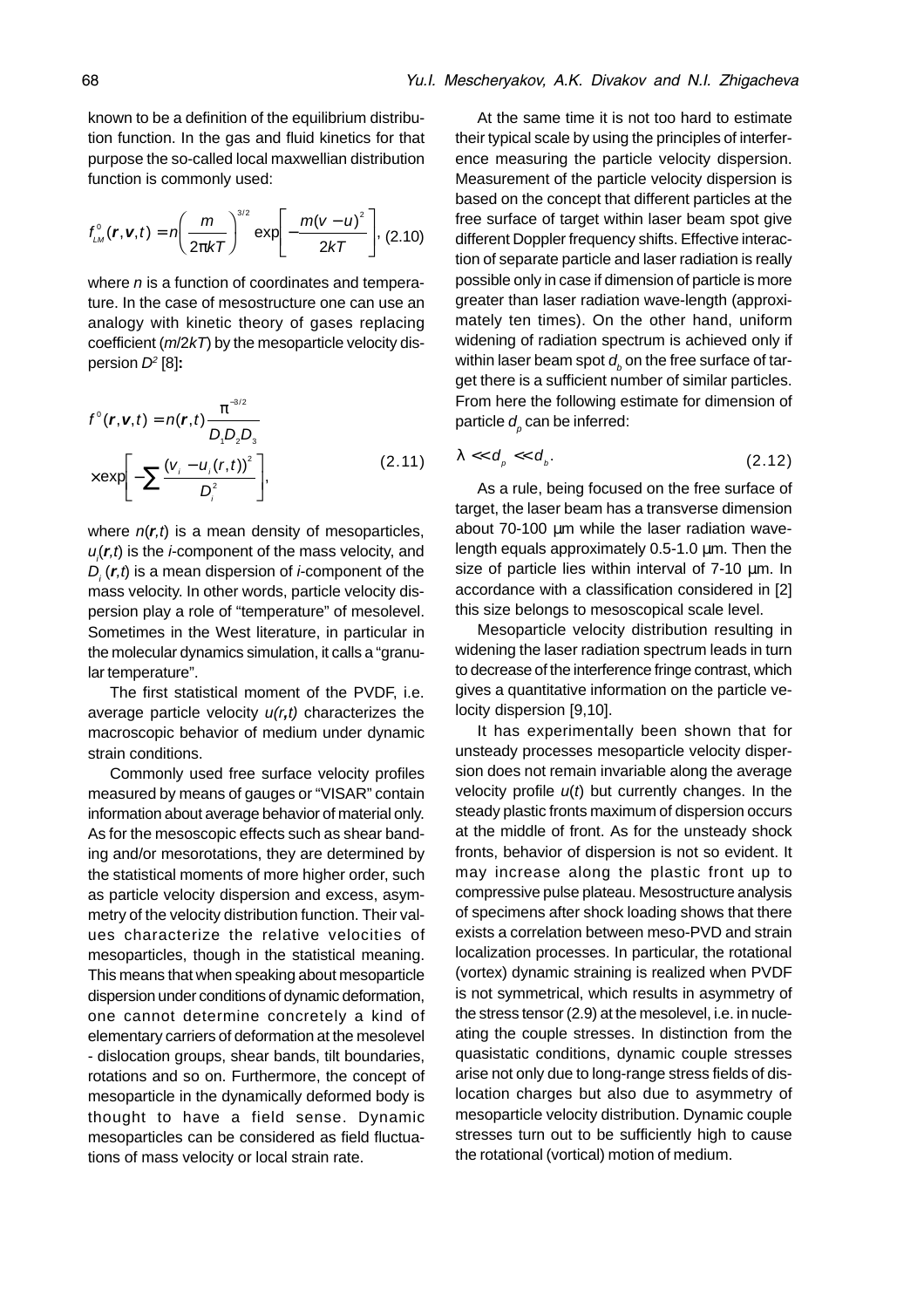known to be a definition of the equilibrium distribution function. In the gas and fluid kinetics for that purpose the so-called local maxwellian distribution function is commonly used:

$$f^0_{LM}(\boldsymbol{r},\boldsymbol{v},t) = n\left(\frac{m}{2\pi kT}\right)^{3/2} \exp\left[-\frac{m(v-u)^2}{2kT}\right], \tag{2.10}$$

where $n$ is a function of coordinates and temperature. In the case of mesostructure one can use an analogy with kinetic theory of gases replacing coefficient ($m/2kT$) by the mesoparticle velocity dispersion $D^2$ [8]**:**

$$f^0(\boldsymbol{r},\boldsymbol{v},t) = n(\boldsymbol{r},t)\frac{\pi^{-3/2}}{D_1D_2D_3} \times\exp\left[-\sum\frac{(v_i-u_i(r,t))^2}{D_i^2}\right], \tag{2.11}$$

where $n(\boldsymbol{r},t)$ is a mean density of mesoparticles, $u_i(\boldsymbol{r},t)$ is the $i$-component of the mass velocity, and $D_i(\boldsymbol{r},t)$ is a mean dispersion of $i$-component of the mass velocity. In other words, particle velocity dispersion play a role of "temperature" of mesolevel. Sometimes in the West literature, in particular in the molecular dynamics simulation, it calls a "granular temperature".

The first statistical moment of the PVDF, i.e. average particle velocity $u(\boldsymbol{r},t)$ characterizes the macroscopic behavior of medium under dynamic strain conditions.

Commonly used free surface velocity profiles measured by means of gauges or "VISAR" contain information about average behavior of material only. As for the mesoscopic effects such as shear banding and/or mesorotations, they are determined by the statistical moments of more higher order, such as particle velocity dispersion and excess, asymmetry of the velocity distribution function. Their values characterize the relative velocities of mesoparticles, though in the statistical meaning. This means that when speaking about mesoparticle dispersion under conditions of dynamic deformation, one cannot determine concretely a kind of elementary carriers of deformation at the mesolevel - dislocation groups, shear bands, tilt boundaries, rotations and so on. Furthermore, the concept of mesoparticle in the dynamically deformed body is thought to have a field sense. Dynamic mesoparticles can be considered as field fluctuations of mass velocity or local strain rate.

At the same time it is not too hard to estimate their typical scale by using the principles of interference measuring the particle velocity dispersion. Measurement of the particle velocity dispersion is based on the concept that different particles at the free surface of target within laser beam spot give different Doppler frequency shifts. Effective interaction of separate particle and laser radiation is really possible only in case if dimension of particle is more greater than laser radiation wave-length (approximately ten times). On the other hand, uniform widening of radiation spectrum is achieved only if within laser beam spot $d_b$ on the free surface of target there is a sufficient number of similar particles. From here the following estimate for dimension of particle $d_p$ can be inferred:

$$\lambda \ll d_p \ll d_b. \tag{2.12}$$

As a rule, being focused on the free surface of target, the laser beam has a transverse dimension about 70-100 μm while the laser radiation wavelength equals approximately 0.5-1.0 μm. Then the size of particle lies within interval of 7-10 μm. In accordance with a classification considered in [2] this size belongs to mesoscopical scale level.

Mesoparticle velocity distribution resulting in widening the laser radiation spectrum leads in turn to decrease of the interference fringe contrast, which gives a quantitative information on the particle velocity dispersion [9,10].

It has experimentally been shown that for unsteady processes mesoparticle velocity dispersion does not remain invariable along the average velocity profile $u(t)$ but currently changes. In the steady plastic fronts maximum of dispersion occurs at the middle of front. As for the unsteady shock fronts, behavior of dispersion is not so evident. It may increase along the plastic front up to compressive pulse plateau. Mesostructure analysis of specimens after shock loading shows that there exists a correlation between meso-PVD and strain localization processes. In particular, the rotational (vortex) dynamic straining is realized when PVDF is not symmetrical, which results in asymmetry of the stress tensor (2.9) at the mesolevel, i.e. in nucleating the couple stresses. In distinction from the quasistatic conditions, dynamic couple stresses arise not only due to long-range stress fields of dislocation charges but also due to asymmetry of mesoparticle velocity distribution. Dynamic couple stresses turn out to be sufficiently high to cause the rotational (vortical) motion of medium.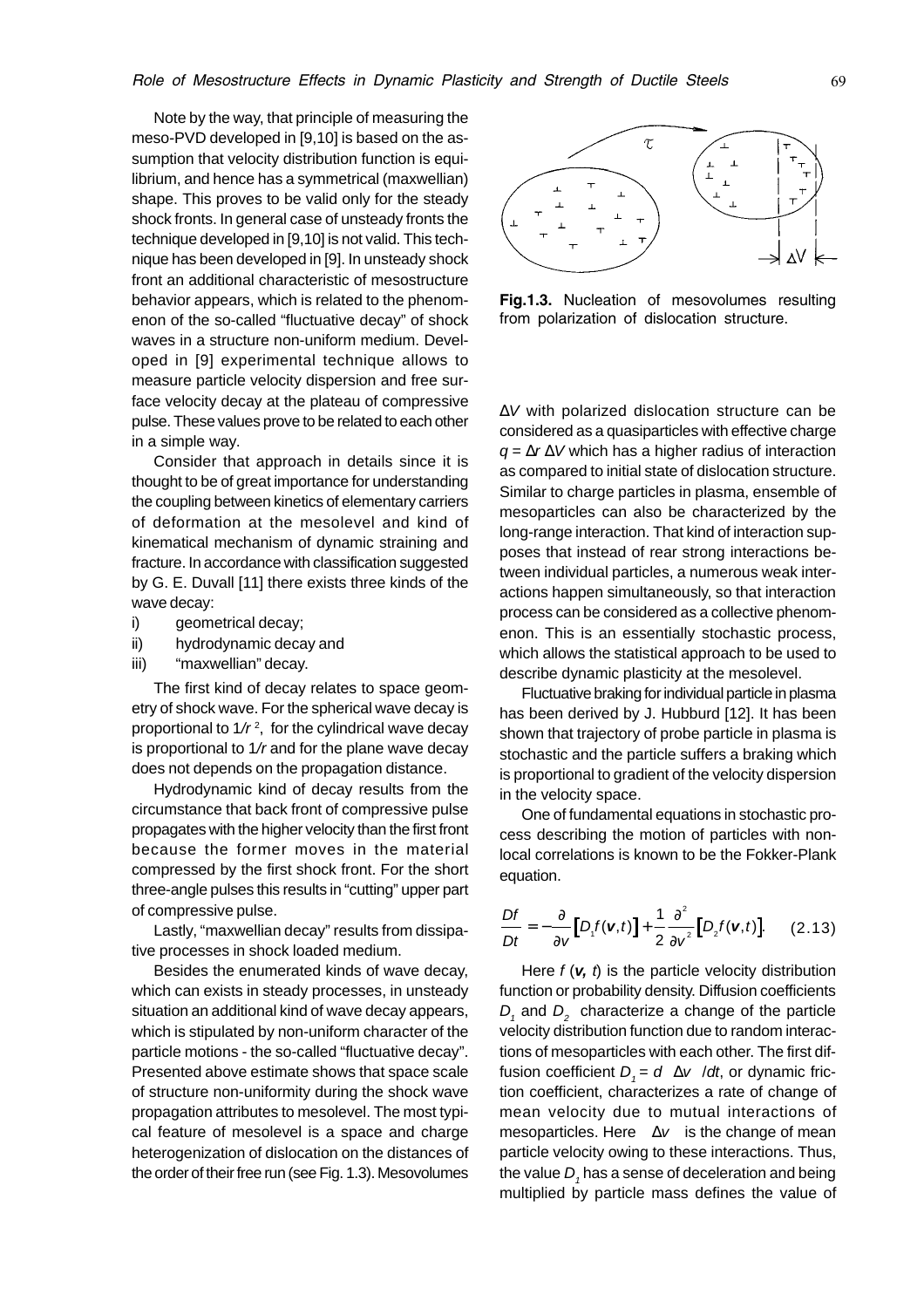Note by the way, that principle of measuring the meso-PVD developed in [9,10] is based on the assumption that velocity distribution function is equilibrium, and hence has a symmetrical (maxwellian) shape. This proves to be valid only for the steady shock fronts. In general case of unsteady fronts the technique developed in [9,10] is not valid. This technique has been developed in [9]. In unsteady shock front an additional characteristic of mesostructure behavior appears, which is related to the phenomenon of the so-called "fluctuative decay" of shock waves in a structure non-uniform medium. Developed in [9] experimental technique allows to measure particle velocity dispersion and free surface velocity decay at the plateau of compressive pulse. These values prove to be related to each other in a simple way.

Consider that approach in details since it is thought to be of great importance for understanding the coupling between kinetics of elementary carriers of deformation at the mesolevel and kind of kinematical mechanism of dynamic straining and fracture. In accordance with classification suggested by G. E. Duvall [11] there exists three kinds of the wave decay:

i) geometrical decay;
ii) hydrodynamic decay and
iii) "maxwellian" decay.

The first kind of decay relates to space geometry of shock wave. For the spherical wave decay is proportional to $1/r^2$, for the cylindrical wave decay is proportional to $1/r$ and for the plane wave decay does not depends on the propagation distance.

Hydrodynamic kind of decay results from the circumstance that back front of compressive pulse propagates with the higher velocity than the first front because the former moves in the material compressed by the first shock front. For the short three-angle pulses this results in "cutting" upper part of compressive pulse.

Lastly, "maxwellian decay" results from dissipative processes in shock loaded medium.

Besides the enumerated kinds of wave decay, which can exists in steady processes, in unsteady situation an additional kind of wave decay appears, which is stipulated by non-uniform character of the particle motions - the so-called "fluctuative decay". Presented above estimate shows that space scale of structure non-uniformity during the shock wave propagation attributes to mesolevel. The most typical feature of mesolevel is a space and charge heterogenization of dislocation on the distances of the order of their free run (see Fig. 1.3). Mesovolumes

**Fig.1.3.** Nucleation of mesovolumes resulting from polarization of dislocation structure.

$\Delta V$ with polarized dislocation structure can be considered as a quasiparticles with effective charge $q = \Delta r\ \Delta V$ which has a higher radius of interaction as compared to initial state of dislocation structure. Similar to charge particles in plasma, ensemble of mesoparticles can also be characterized by the long-range interaction. That kind of interaction supposes that instead of rear strong interactions between individual particles, a numerous weak interactions happen simultaneously, so that interaction process can be considered as a collective phenomenon. This is an essentially stochastic process, which allows the statistical approach to be used to describe dynamic plasticity at the mesolevel.

Fluctuative braking for individual particle in plasma has been derived by J. Hubburd [12]. It has been shown that trajectory of probe particle in plasma is stochastic and the particle suffers a braking which is proportional to gradient of the velocity dispersion in the velocity space.

One of fundamental equations in stochastic process describing the motion of particles with nonlocal correlations is known to be the Fokker-Plank equation.

$$\frac{Df}{Dt} = -\frac{\partial}{\partial v}\left[D_1 f(\boldsymbol{v},t)\right] + \frac{1}{2}\frac{\partial^2}{\partial v^2}\left[D_2 f(\boldsymbol{v},t)\right]. \qquad (2.13)$$

Here $f(\boldsymbol{v}, t)$ is the particle velocity distribution function or probability density. Diffusion coefficients $D_1$ and $D_2$ characterize a change of the particle velocity distribution function due to random interactions of mesoparticles with each other. The first diffusion coefficient $D_1 = d\ \Delta v\ /dt$, or dynamic friction coefficient, characterizes a rate of change of mean velocity due to mutual interactions of mesoparticles. Here $\Delta v$ is the change of mean particle velocity owing to these interactions. Thus, the value $D_1$ has a sense of deceleration and being multiplied by particle mass defines the value of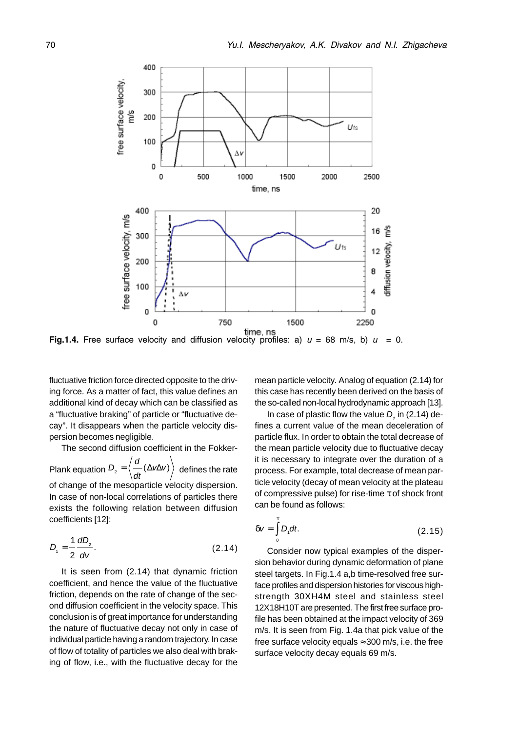**Fig.1.4.** Free surface velocity and diffusion velocity profiles: a) $u$ = 68 m/s, b) $u$ = 0.

fluctuative friction force directed opposite to the driving force. As a matter of fact, this value defines an additional kind of decay which can be classified as a "fluctuative braking" of particle or "fluctuative decay". It disappears when the particle velocity dispersion becomes negligible.

The second diffusion coefficient in the Fokker-Plank equation $D_2 = \left\langle \frac{d}{dt}(\Delta v \Delta v) \right\rangle$ defines the rate of change of the mesoparticle velocity dispersion. In case of non-local correlations of particles there exists the following relation between diffusion coefficients [12]:

$$D_1 = \frac{1}{2}\frac{dD_2}{dv}. \tag{2.14}$$

It is seen from (2.14) that dynamic friction coefficient, and hence the value of the fluctuative friction, depends on the rate of change of the second diffusion coefficient in the velocity space. This conclusion is of great importance for understanding the nature of fluctuative decay not only in case of individual particle having a random trajectory. In case of flow of totality of particles we also deal with braking of flow, i.e., with the fluctuative decay for the mean particle velocity. Analog of equation (2.14) for this case has recently been derived on the basis of the so-called non-local hydrodynamic approach [13].

In case of plastic flow the value $D_1$ in (2.14) defines a current value of the mean deceleration of particle flux. In order to obtain the total decrease of the mean particle velocity due to fluctuative decay it is necessary to integrate over the duration of a process. For example, total decrease of mean particle velocity (decay of mean velocity at the plateau of compressive pulse) for rise-time $\tau$ of shock front can be found as follows:

$$\delta v = \int_0^\tau D_1 dt. \tag{2.15}$$

Consider now typical examples of the dispersion behavior during dynamic deformation of plane steel targets. In Fig.1.4 a,b time-resolved free surface profiles and dispersion histories for viscous high-strength 30XH4M steel and stainless steel 12X18H10T are presented. The first free surface profile has been obtained at the impact velocity of 369 m/s. It is seen from Fig. 1.4a that pick value of the free surface velocity equals ≈300 m/s, i.e. the free surface velocity decay equals 69 m/s.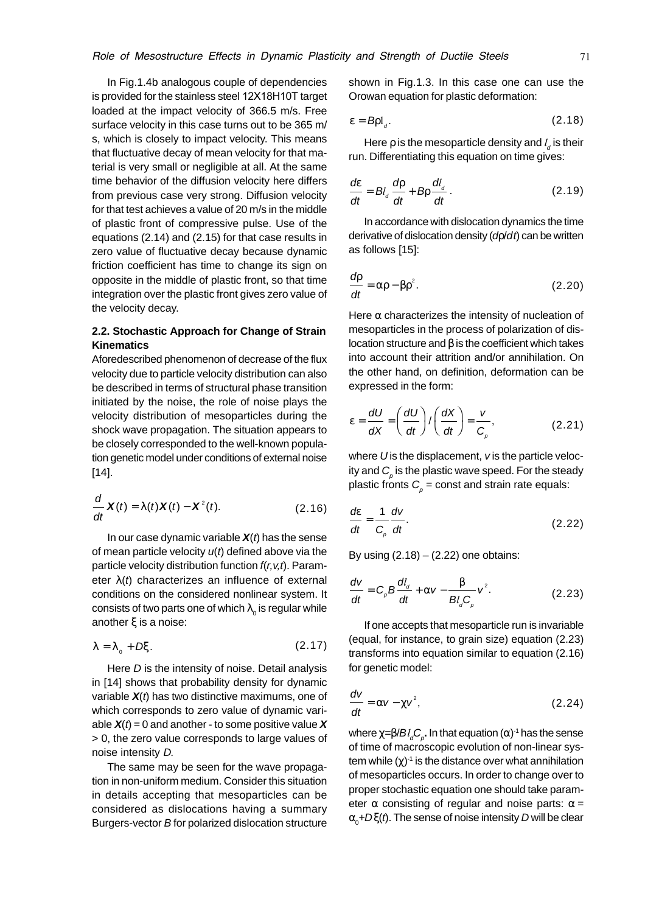In Fig.1.4b analogous couple of dependencies is provided for the stainless steel 12X18H10T target loaded at the impact velocity of 366.5 m/s. Free surface velocity in this case turns out to be 365 m/s, which is closely to impact velocity. This means that fluctuative decay of mean velocity for that material is very small or negligible at all. At the same time behavior of the diffusion velocity here differs from previous case very strong. Diffusion velocity for that test achieves a value of 20 m/s in the middle of plastic front of compressive pulse. Use of the equations (2.14) and (2.15) for that case results in zero value of fluctuative decay because dynamic friction coefficient has time to change its sign on opposite in the middle of plastic front, so that time integration over the plastic front gives zero value of the velocity decay.

### 2.2. Stochastic Approach for Change of Strain Kinematics

Aforedescribed phenomenon of decrease of the flux velocity due to particle velocity distribution can also be described in terms of structural phase transition initiated by the noise, the role of noise plays the velocity distribution of mesoparticles during the shock wave propagation. The situation appears to be closely corresponded to the well-known population genetic model under conditions of external noise [14].

$$\frac{d}{dt}\boldsymbol{X}(t) = \lambda(t)\boldsymbol{X}(t) - \boldsymbol{X}^2(t). \tag{2.16}$$

In our case dynamic variable $\boldsymbol{X}(t)$ has the sense of mean particle velocity $u(t)$ defined above via the particle velocity distribution function $f(r,v,t)$. Parameter $\lambda(t)$ characterizes an influence of external conditions on the considered nonlinear system. It consists of two parts one of which $\lambda_0$ is regular while another $\xi$ is a noise:

$$\lambda = \lambda_0 + D\xi. \tag{2.17}$$

Here $D$ is the intensity of noise. Detail analysis in [14] shows that probability density for dynamic variable $\boldsymbol{X}(t)$ has two distinctive maximums, one of which corresponds to zero value of dynamic variable $\boldsymbol{X}(t) = 0$ and another - to some positive value $\boldsymbol{X} > 0$, the zero value corresponds to large values of noise intensity $D$.

The same may be seen for the wave propagation in non-uniform medium. Consider this situation in details accepting that mesoparticles can be considered as dislocations having a summary Burgers-vector $B$ for polarized dislocation structure shown in Fig.1.3. In this case one can use the Orowan equation for plastic deformation:

$$\varepsilon = B\rho l_d. \tag{2.18}$$

Here $\rho$ is the mesoparticle density and $l_d$ is their run. Differentiating this equation on time gives:

$$\frac{d\varepsilon}{dt} = Bl_d\frac{d\rho}{dt} + B\rho\frac{dl_d}{dt}. \tag{2.19}$$

In accordance with dislocation dynamics the time derivative of dislocation density ($d\rho/dt$) can be written as follows [15]:

$$\frac{d\rho}{dt} = \alpha\rho - \beta\rho^2. \tag{2.20}$$

Here $\alpha$ characterizes the intensity of nucleation of mesoparticles in the process of polarization of dislocation structure and $\beta$ is the coefficient which takes into account their attrition and/or annihilation. On the other hand, on definition, deformation can be expressed in the form:

$$\varepsilon = \frac{dU}{dX} = \left(\frac{dU}{dt}\right) / \left(\frac{dX}{dt}\right) = \frac{v}{C_p}, \tag{2.21}$$

where $U$ is the displacement, $v$ is the particle velocity and $C_p$ is the plastic wave speed. For the steady plastic fronts $C_p$ = const and strain rate equals:

$$\frac{d\varepsilon}{dt} = \frac{1}{C_p}\frac{dv}{dt}. \tag{2.22}$$

By using (2.18) – (2.22) one obtains:

$$\frac{dv}{dt} = C_pB\frac{dl_d}{dt} + \alpha v - \frac{\beta}{Bl_dC_p}v^2. \tag{2.23}$$

If one accepts that mesoparticle run is invariable (equal, for instance, to grain size) equation (2.23) transforms into equation similar to equation (2.16) for genetic model:

$$\frac{dv}{dt} = \alpha v - \chi v^2, \tag{2.24}$$

where $\chi = \beta/Bl_dC_p$. In that equation $(\alpha)^{-1}$ has the sense of time of macroscopic evolution of non-linear system while $(\chi)^{-1}$ is the distance over what annihilation of mesoparticles occurs. In order to change over to proper stochastic equation one should take parameter $\alpha$ consisting of regular and noise parts: $\alpha = \alpha_0 + D\xi(t)$. The sense of noise intensity $D$ will be clear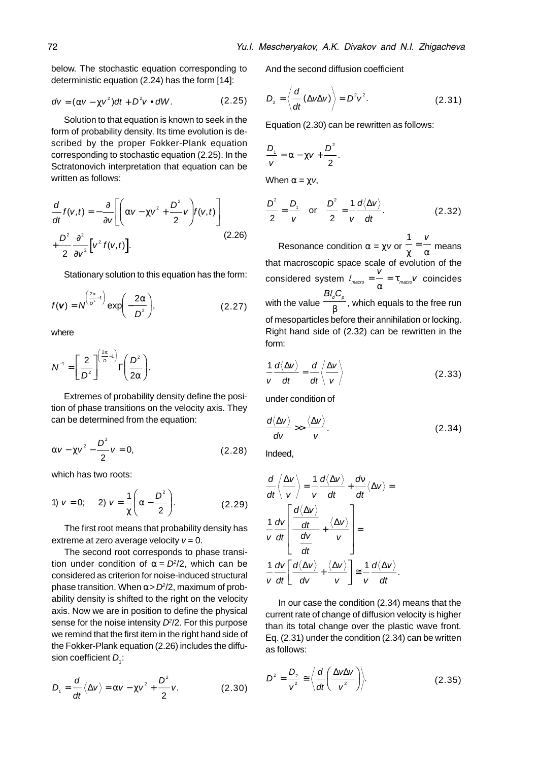below. The stochastic equation corresponding to deterministic equation (2.24) has the form [14]:

$$dv = (\alpha v - \chi v^2)dt + D^2 v \bullet dW. \qquad (2.25)$$

Solution to that equation is known to seek in the form of probability density. Its time evolution is described by the proper Fokker-Plank equation corresponding to stochastic equation (2.25). In the Sctratonovich interpretation that equation can be written as follows:

$$\frac{d}{dt}f(v,t) = -\frac{\partial}{\partial v}\left[\left(\alpha v - \chi v^2 + \frac{D^2}{2}v\right)f(v,t)\right] + \frac{D^2}{2}\frac{\partial^2}{\partial v^2}\left[v^2 f(v,t)\right]. \qquad (2.26)$$

Stationary solution to this equation has the form:

$$f(\boldsymbol{v}) = N^{\left(\frac{2\alpha}{D^2}-1\right)}\exp\left(-\frac{2\alpha}{D^2}\right), \qquad (2.27)$$

where

$$N^{-1} = \left[\frac{2}{D^2}\right]^{\left(\frac{2\alpha}{D}-1\right)}\Gamma\left(\frac{D^2}{2\alpha}\right).$$

Extremes of probability density define the position of phase transitions on the velocity axis. They can be determined from the equation:

$$\alpha v - \chi v^2 - \frac{D^2}{2}v = 0, \qquad (2.28)$$

which has two roots:

$$1)\ v = 0; \qquad 2)\ v = \frac{1}{\chi}\left(\alpha - \frac{D^2}{2}\right). \qquad (2.29)$$

The first root means that probability density has extreme at zero average velocity $v = 0$.

The second root corresponds to phase transition under condition of $\alpha = D^2/2$, which can be considered as criterion for noise-induced structural phase transition. When $\alpha > D^2/2$, maximum of probability density is shifted to the right on the velocity axis. Now we are in position to define the physical sense for the noise intensity $D^2/2$. For this purpose we remind that the first item in the right hand side of the Fokker-Plank equation (2.26) includes the diffusion coefficient $D_1$:

$$D_1 = \frac{d}{dt}\langle \Delta v\rangle = \alpha v - \chi v^2 + \frac{D^2}{2}v. \qquad (2.30)$$

And the second diffusion coefficient

$$D_2 = \left\langle \frac{d}{dt}(\Delta v \Delta v)\right\rangle = D^2 v^2. \qquad (2.31)$$

Equation (2.30) can be rewritten as follows:

$$\frac{D_1}{v} = \alpha - \chi v + \frac{D^2}{2}.$$

When $\alpha = \chi v$,

$$\frac{D^2}{2} = \frac{D_1}{v} \quad \text{or} \quad \frac{D^2}{2} = \frac{1}{v}\frac{d\langle \Delta v\rangle}{dt}. \qquad (2.32)$$

Resonance condition $\alpha = \chi v$ or $\frac{1}{\chi} = \frac{v}{\alpha}$ means that macroscopic space scale of evolution of the considered system $l_{macro} = \frac{v}{\alpha} = \tau_{macro} v$ coincides with the value $\frac{B l_d C_p}{\beta}$, which equals to the free run of mesoparticles before their annihilation or locking. Right hand side of (2.32) can be rewritten in the form:

$$\frac{1}{v}\frac{d\langle \Delta v\rangle}{dt} = \frac{d}{dt}\left\langle \frac{\Delta v}{v}\right\rangle \qquad (2.33)$$

under condition of

$$\frac{d\langle \Delta v\rangle}{dv} \gg \frac{\langle \Delta v\rangle}{v}. \qquad (2.34)$$

Indeed,

$$\frac{d}{dt}\left\langle \frac{\Delta v}{v}\right\rangle = \frac{1}{v}\frac{d\langle \Delta v\rangle}{dt} + \frac{d\nu}{dt}\langle \Delta v\rangle = \frac{1}{v}\frac{dv}{dt}\left[\frac{\frac{d\langle \Delta v\rangle}{dt}}{\frac{dv}{dt}} + \frac{\langle \Delta v\rangle}{v}\right] = \frac{1}{v}\frac{dv}{dt}\left[\frac{d\langle \Delta v\rangle}{dv} + \frac{\langle \Delta v\rangle}{v}\right] \cong \frac{1}{v}\frac{d\langle \Delta v\rangle}{dt}.$$

In our case the condition (2.34) means that the current rate of change of diffusion velocity is higher than its total change over the plastic wave front. Eq. (2.31) under the condition (2.34) can be written as follows:

$$D^2 = \frac{D_2}{v^2} \cong \left\langle \frac{d}{dt}\left(\frac{\Delta v \Delta v}{v^2}\right)\right\rangle. \qquad (2.35)$$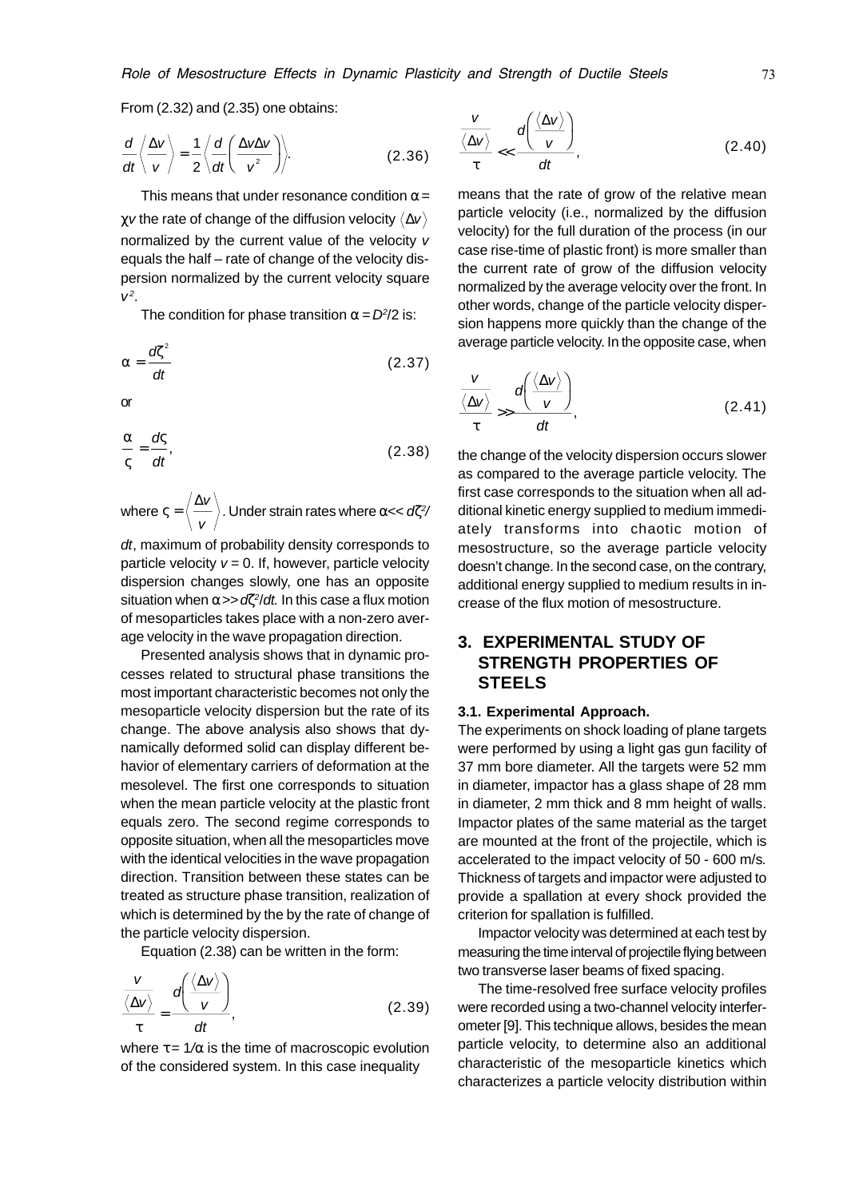From (2.32) and (2.35) one obtains:

$$\frac{d}{dt}\left\langle \frac{\Delta v}{v} \right\rangle = \frac{1}{2}\left\langle \frac{d}{dt}\left( \frac{\Delta v \Delta v}{v^2} \right) \right\rangle. \tag{2.36}$$

This means that under resonance condition $\alpha = \chi v$ the rate of change of the diffusion velocity $\langle \Delta v \rangle$ normalized by the current value of the velocity $v$ equals the half – rate of change of the velocity dispersion normalized by the current velocity square $v^2$.

The condition for phase transition $\alpha = D^2/2$ is:

$$\alpha = \frac{d\zeta^2}{dt} \tag{2.37}$$

or

$$\frac{\alpha}{\varsigma} = \frac{d\varsigma}{dt}, \tag{2.38}$$

where $\varsigma = \left\langle \frac{\Delta v}{v} \right\rangle$. Under strain rates where $\alpha << d\zeta^2/dt$, maximum of probability density corresponds to particle velocity $v = 0$. If, however, particle velocity dispersion changes slowly, one has an opposite situation when $\alpha >> d\zeta^2/dt$. In this case a flux motion of mesoparticles takes place with a non-zero average velocity in the wave propagation direction.

Presented analysis shows that in dynamic processes related to structural phase transitions the most important characteristic becomes not only the mesoparticle velocity dispersion but the rate of its change. The above analysis also shows that dynamically deformed solid can display different behavior of elementary carriers of deformation at the mesolevel. The first one corresponds to situation when the mean particle velocity at the plastic front equals zero. The second regime corresponds to opposite situation, when all the mesoparticles move with the identical velocities in the wave propagation direction. Transition between these states can be treated as structure phase transition, realization of which is determined by the by the rate of change of the particle velocity dispersion.

Equation (2.38) can be written in the form:

$$\frac{\frac{v}{\langle \Delta v \rangle}}{\tau} = \frac{d\left( \frac{\langle \Delta v \rangle}{v} \right)}{dt}, \tag{2.39}$$

where $\tau = 1/\alpha$ is the time of macroscopic evolution of the considered system. In this case inequality

$$\frac{\frac{v}{\langle \Delta v \rangle}}{\tau} << \frac{d\left( \frac{\langle \Delta v \rangle}{v} \right)}{dt}, \tag{2.40}$$

means that the rate of grow of the relative mean particle velocity (i.e., normalized by the diffusion velocity) for the full duration of the process (in our case rise-time of plastic front) is more smaller than the current rate of grow of the diffusion velocity normalized by the average velocity over the front. In other words, change of the particle velocity dispersion happens more quickly than the change of the average particle velocity. In the opposite case, when

$$\frac{\frac{v}{\langle \Delta v \rangle}}{\tau} >> \frac{d\left( \frac{\langle \Delta v \rangle}{v} \right)}{dt}, \tag{2.41}$$

the change of the velocity dispersion occurs slower as compared to the average particle velocity. The first case corresponds to the situation when all additional kinetic energy supplied to medium immediately transforms into chaotic motion of mesostructure, so the average particle velocity doesn't change. In the second case, on the contrary, additional energy supplied to medium results in increase of the flux motion of mesostructure.

## 3. EXPERIMENTAL STUDY OF STRENGTH PROPERTIES OF STEELS

### 3.1. Experimental Approach.

The experiments on shock loading of plane targets were performed by using a light gas gun facility of 37 mm bore diameter. All the targets were 52 mm in diameter, impactor has a glass shape of 28 mm in diameter, 2 mm thick and 8 mm height of walls. Impactor plates of the same material as the target are mounted at the front of the projectile, which is accelerated to the impact velocity of 50 - 600 m/s. Thickness of targets and impactor were adjusted to provide a spallation at every shock provided the criterion for spallation is fulfilled.

Impactor velocity was determined at each test by measuring the time interval of projectile flying between two transverse laser beams of fixed spacing.

The time-resolved free surface velocity profiles were recorded using a two-channel velocity interferometer [9]. This technique allows, besides the mean particle velocity, to determine also an additional characteristic of the mesoparticle kinetics which characterizes a particle velocity distribution within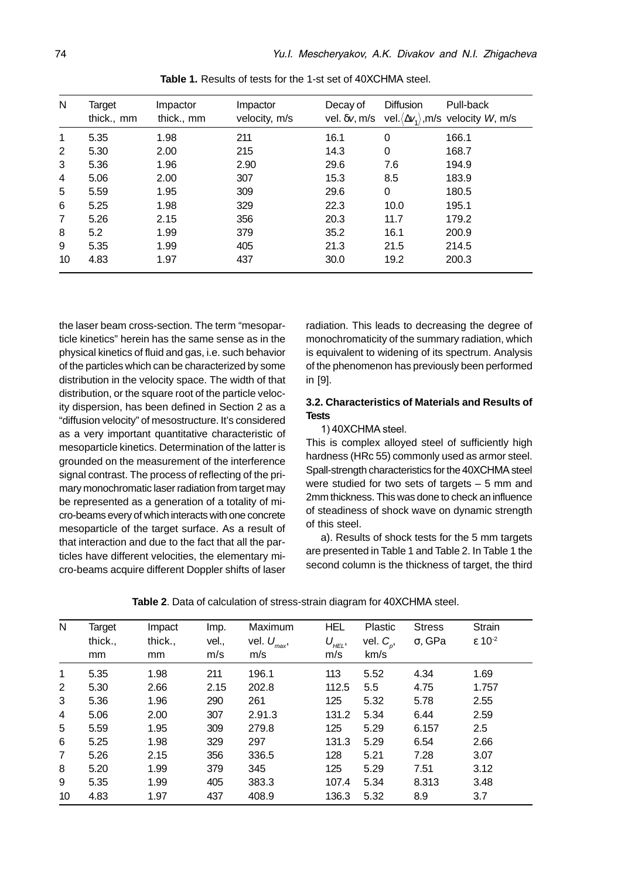**Table 1.** Results of tests for the 1-st set of 40XCHMA steel.

| N | Target thick., mm | Impactor thick., mm | Impactor velocity, m/s | Decay of vel. $\delta v$, m/s | Diffusion vel. $\langle \Delta v_1 \rangle$, m/s | Pull-back velocity $W$, m/s |
|---|---|---|---|---|---|---|
| 1 | 5.35 | 1.98 | 211 | 16.1 | 0 | 166.1 |
| 2 | 5.30 | 2.00 | 215 | 14.3 | 0 | 168.7 |
| 3 | 5.36 | 1.96 | 2.90 | 29.6 | 7.6 | 194.9 |
| 4 | 5.06 | 2.00 | 307 | 15.3 | 8.5 | 183.9 |
| 5 | 5.59 | 1.95 | 309 | 29.6 | 0 | 180.5 |
| 6 | 5.25 | 1.98 | 329 | 22.3 | 10.0 | 195.1 |
| 7 | 5.26 | 2.15 | 356 | 20.3 | 11.7 | 179.2 |
| 8 | 5.2 | 1.99 | 379 | 35.2 | 16.1 | 200.9 |
| 9 | 5.35 | 1.99 | 405 | 21.3 | 21.5 | 214.5 |
| 10 | 4.83 | 1.97 | 437 | 30.0 | 19.2 | 200.3 |

the laser beam cross-section. The term "mesoparticle kinetics" herein has the same sense as in the physical kinetics of fluid and gas, i.e. such behavior of the particles which can be characterized by some distribution in the velocity space. The width of that distribution, or the square root of the particle velocity dispersion, has been defined in Section 2 as a "diffusion velocity" of mesostructure. It's considered as a very important quantitative characteristic of mesoparticle kinetics. Determination of the latter is grounded on the measurement of the interference signal contrast. The process of reflecting of the primary monochromatic laser radiation from target may be represented as a generation of a totality of micro-beams every of which interacts with one concrete mesoparticle of the target surface. As a result of that interaction and due to the fact that all the particles have different velocities, the elementary micro-beams acquire different Doppler shifts of laser radiation. This leads to decreasing the degree of monochromaticity of the summary radiation, which is equivalent to widening of its spectrum. Analysis of the phenomenon has previously been performed in [9].

### 3.2. Characteristics of Materials and Results of Tests

1) 40XCHMA steel.

This is complex alloyed steel of sufficiently high hardness (HRc 55) commonly used as armor steel. Spall-strength characteristics for the 40XCHMA steel were studied for two sets of targets – 5 mm and 2mm thickness. This was done to check an influence of steadiness of shock wave on dynamic strength of this steel.

a). Results of shock tests for the 5 mm targets are presented in Table 1 and Table 2. In Table 1 the second column is the thickness of target, the third

**Table 2**. Data of calculation of stress-strain diagram for 40XCHMA steel.

| N | Target thick., mm | Impact thick., mm | Imp. vel., m/s | Maximum vel. $U_{max}$, m/s | HEL $U_{HEL}$, m/s | Plastic vel. $C_p$, km/s | Stress σ, GPa | Strain ε $10^{-2}$ |
|---|---|---|---|---|---|---|---|---|
| 1 | 5.35 | 1.98 | 211 | 196.1 | 113 | 5.52 | 4.34 | 1.69 |
| 2 | 5.30 | 2.66 | 2.15 | 202.8 | 112.5 | 5.5 | 4.75 | 1.757 |
| 3 | 5.36 | 1.96 | 290 | 261 | 125 | 5.32 | 5.78 | 2.55 |
| 4 | 5.06 | 2.00 | 307 | 2.91.3 | 131.2 | 5.34 | 6.44 | 2.59 |
| 5 | 5.59 | 1.95 | 309 | 279.8 | 125 | 5.29 | 6.157 | 2.5 |
| 6 | 5.25 | 1.98 | 329 | 297 | 131.3 | 5.29 | 6.54 | 2.66 |
| 7 | 5.26 | 2.15 | 356 | 336.5 | 128 | 5.21 | 7.28 | 3.07 |
| 8 | 5.20 | 1.99 | 379 | 345 | 125 | 5.29 | 7.51 | 3.12 |
| 9 | 5.35 | 1.99 | 405 | 383.3 | 107.4 | 5.34 | 8.313 | 3.48 |
| 10 | 4.83 | 1.97 | 437 | 408.9 | 136.3 | 5.32 | 8.9 | 3.7 |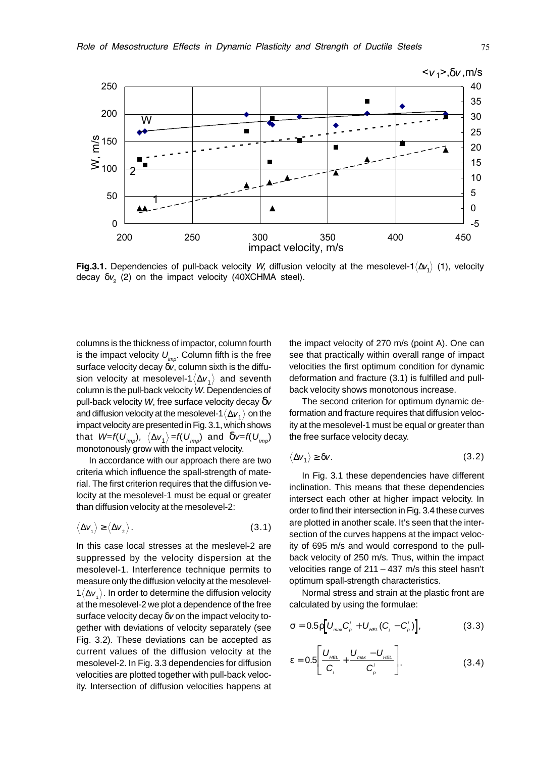**Fig.3.1.** Dependencies of pull-back velocity $W$, diffusion velocity at the mesolevel-1$\langle \Delta v_1 \rangle$ (1), velocity decay $\delta v_2$ (2) on the impact velocity (40XCHMA steel).

columns is the thickness of impactor, column fourth is the impact velocity $U_{imp}$. Column fifth is the free surface velocity decay $\delta v$, column sixth is the diffusion velocity at mesolevel-1$\langle \Delta v_1 \rangle$ and seventh column is the pull-back velocity $W$. Dependencies of pull-back velocity $W$, free surface velocity decay $\delta v$ and diffusion velocity at the mesolevel-1$\langle \Delta v_1 \rangle$ on the impact velocity are presented in Fig. 3.1, which shows that $W=f(U_{imp})$, $\langle \Delta v_1 \rangle = f(U_{imp})$ and $\delta v = f(U_{imp})$ monotonously grow with the impact velocity.

In accordance with our approach there are two criteria which influence the spall-strength of material. The first criterion requires that the diffusion velocity at the mesolevel-1 must be equal or greater than diffusion velocity at the mesolevel-2:

$$\langle \Delta v_1 \rangle \geq \langle \Delta v_2 \rangle . \tag{3.1}$$

In this case local stresses at the meslevel-2 are suppressed by the velocity dispersion at the mesolevel-1. Interference technique permits to measure only the diffusion velocity at the mesolevel-1$\langle \Delta v_1 \rangle$. In order to determine the diffusion velocity at the mesolevel-2 we plot a dependence of the free surface velocity decay $\delta v$ on the impact velocity together with deviations of velocity separately (see Fig. 3.2). These deviations can be accepted as current values of the diffusion velocity at the mesolevel-2. In Fig. 3.3 dependencies for diffusion velocities are plotted together with pull-back velocity. Intersection of diffusion velocities happens at the impact velocity of 270 m/s (point A). One can see that practically within overall range of impact velocities the first optimum condition for dynamic deformation and fracture (3.1) is fulfilled and pull-back velocity shows monotonous increase.

The second criterion for optimum dynamic deformation and fracture requires that diffusion velocity at the mesolevel-1 must be equal or greater than the free surface velocity decay.

$$\langle \Delta v_1 \rangle \geq \delta v . \tag{3.2}$$

In Fig. 3.1 these dependencies have different inclination. This means that these dependencies intersect each other at higher impact velocity. In order to find their intersection in Fig. 3.4 these curves are plotted in another scale. It's seen that the intersection of the curves happens at the impact velocity of 695 m/s and would correspond to the pull-back velocity of 250 m/s. Thus, within the impact velocities range of 211 – 437 m/s this steel hasn't optimum spall-strength characteristics.

Normal stress and strain at the plastic front are calculated by using the formulae:

$$\sigma = 0.5\rho\left[U_{max}C_p^l + U_{HEL}(C_l - C_p^l)\right], \tag{3.3}$$

$$\varepsilon = 0.5\left[\frac{U_{HEL}}{C_l} + \frac{U_{max} - U_{HEL}}{C_p^l}\right]. \tag{3.4}$$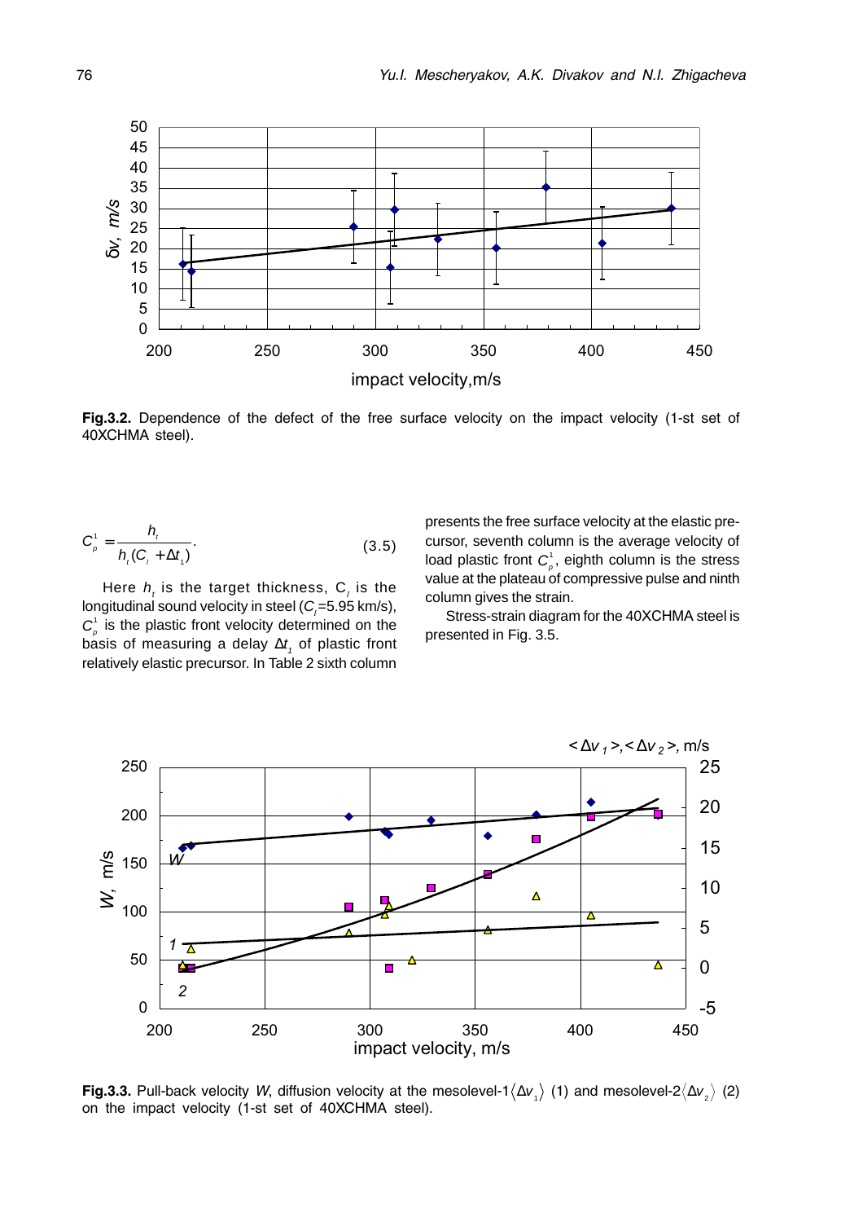**Fig.3.2.** Dependence of the defect of the free surface velocity on the impact velocity (1-st set of 40XCHMA steel).

$$C_p^1 = \frac{h_t}{h_t(C_l + \Delta t_1)}. \qquad (3.5)$$

Here $h_t$ is the target thickness, $C_l$ is the longitudinal sound velocity in steel ($C_l$=5.95 km/s), $C_p^1$ is the plastic front velocity determined on the basis of measuring a delay $\Delta t_1$ of plastic front relatively elastic precursor. In Table 2 sixth column presents the free surface velocity at the elastic precursor, seventh column is the average velocity of load plastic front $C_p^1$, eighth column is the stress value at the plateau of compressive pulse and ninth column gives the strain.

Stress-strain diagram for the 40XCHMA steel is presented in Fig. 3.5.

**Fig.3.3.** Pull-back velocity $W$, diffusion velocity at the mesolevel-1 $\langle \Delta v_1 \rangle$ (1) and mesolevel-2 $\langle \Delta v_2 \rangle$ (2) on the impact velocity (1-st set of 40XCHMA steel).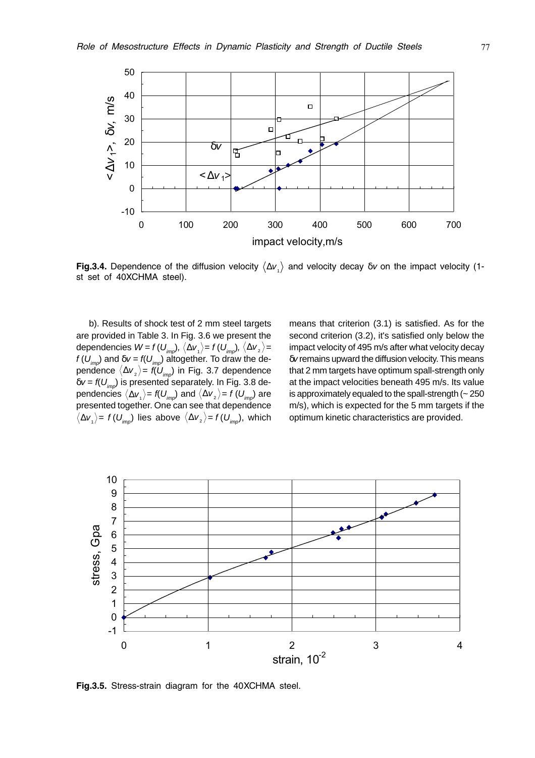**Fig.3.4.** Dependence of the diffusion velocity $\langle \Delta v_1 \rangle$ and velocity decay $\delta v$ on the impact velocity (1-st set of 40XCHMA steel).

b). Results of shock test of 2 mm steel targets are provided in Table 3. In Fig. 3.6 we present the dependencies $W = f(U_{imp})$, $\langle \Delta v_1 \rangle = f(U_{imp})$, $\langle \Delta v_2 \rangle = f(U_{imp})$ and $\delta v = f(U_{imp})$ altogether. To draw the dependence $\langle \Delta v_2 \rangle = f(U_{imp})$ in Fig. 3.7 dependence $\delta v = f(U_{imp})$ is presented separately. In Fig. 3.8 dependencies $\langle \Delta v_1 \rangle = f(U_{imp})$ and $\langle \Delta v_2 \rangle = f(U_{imp})$ are presented together. One can see that dependence $\langle \Delta v_1 \rangle = f(U_{imp})$ lies above $\langle \Delta v_2 \rangle = f(U_{imp})$, which means that criterion (3.1) is satisfied. As for the second criterion (3.2), it's satisfied only below the impact velocity of 495 m/s after what velocity decay $\delta v$ remains upward the diffusion velocity. This means that 2 mm targets have optimum spall-strength only at the impact velocities beneath 495 m/s. Its value is approximately equaled to the spall-strength (~ 250 m/s), which is expected for the 5 mm targets if the optimum kinetic characteristics are provided.

**Fig.3.5.** Stress-strain diagram for the 40XCHMA steel.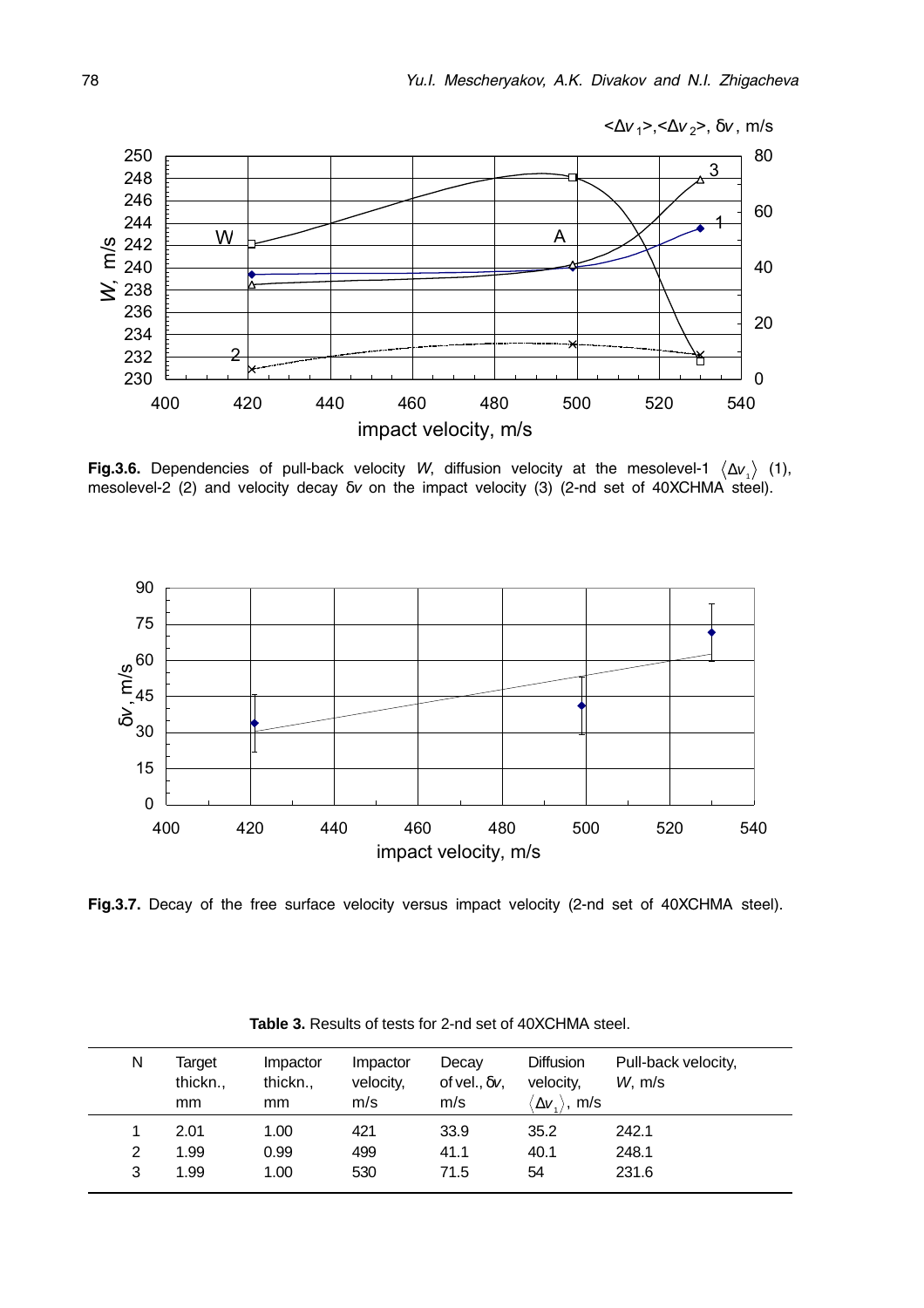**Fig.3.6.** Dependencies of pull-back velocity $W$, diffusion velocity at the mesolevel-1 $\langle \Delta v_1 \rangle$ (1), mesolevel-2 (2) and velocity decay $\delta v$ on the impact velocity (3) (2-nd set of 40XCHMA steel).

**Fig.3.7.** Decay of the free surface velocity versus impact velocity (2-nd set of 40XCHMA steel).

**Table 3.** Results of tests for 2-nd set of 40XCHMA steel.

| N | Target thickn., mm | Impactor thickn., mm | Impactor velocity, m/s | Decay of vel., $\delta v$, m/s | Diffusion velocity, $\langle \Delta v_1 \rangle$, m/s | Pull-back velocity, $W$, m/s |
|---|---|---|---|---|---|---|
| 1 | 2.01 | 1.00 | 421 | 33.9 | 35.2 | 242.1 |
| 2 | 1.99 | 0.99 | 499 | 41.1 | 40.1 | 248.1 |
| 3 | 1.99 | 1.00 | 530 | 71.5 | 54 | 231.6 |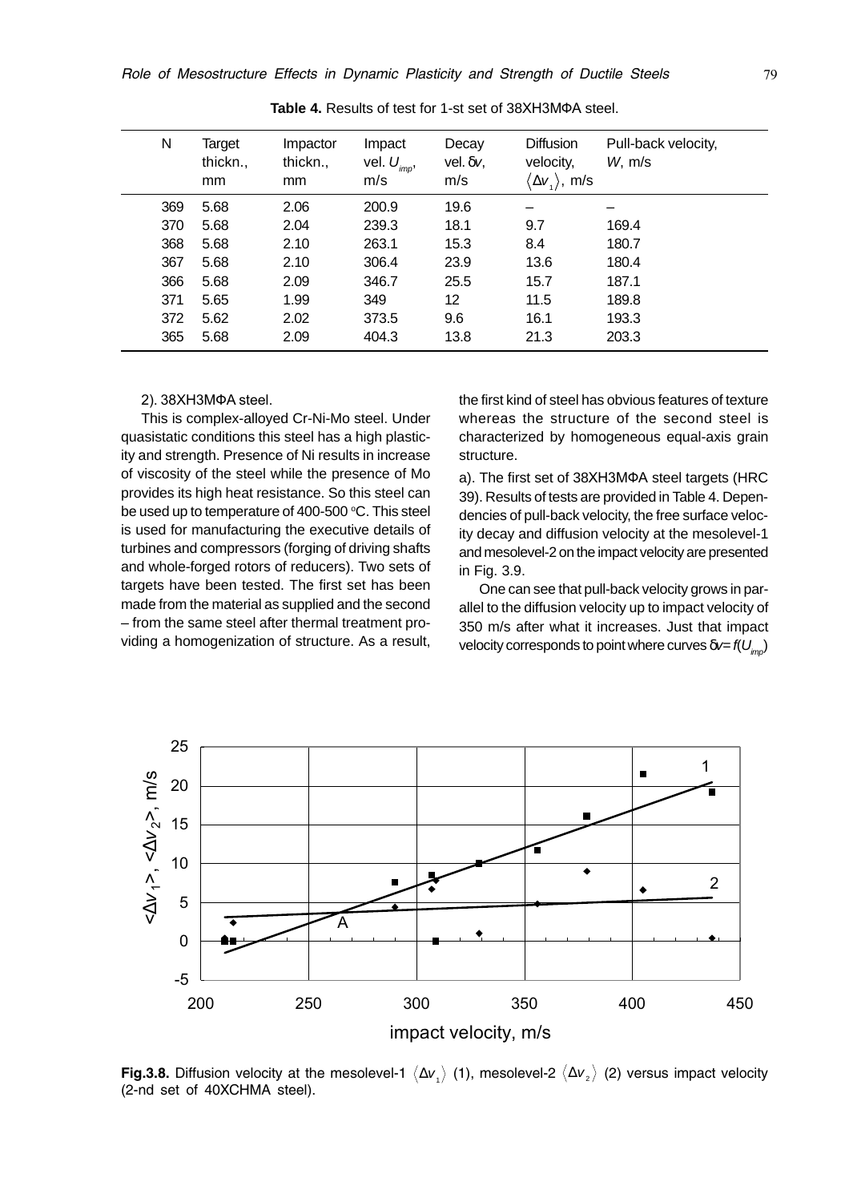**Table 4.** Results of test for 1-st set of 38ХН3МФА steel.

| N | Target thickn., mm | Impactor thickn., mm | Impact vel. $U_{imp}$, m/s | Decay vel. $\delta v$, m/s | Diffusion velocity, $\langle \Delta v_1 \rangle$, m/s | Pull-back velocity, $W$, m/s |
|---|---|---|---|---|---|---|
| 369 | 5.68 | 2.06 | 200.9 | 19.6 | – | – |
| 370 | 5.68 | 2.04 | 239.3 | 18.1 | 9.7 | 169.4 |
| 368 | 5.68 | 2.10 | 263.1 | 15.3 | 8.4 | 180.7 |
| 367 | 5.68 | 2.10 | 306.4 | 23.9 | 13.6 | 180.4 |
| 366 | 5.68 | 2.09 | 346.7 | 25.5 | 15.7 | 187.1 |
| 371 | 5.65 | 1.99 | 349 | 12 | 11.5 | 189.8 |
| 372 | 5.62 | 2.02 | 373.5 | 9.6 | 16.1 | 193.3 |
| 365 | 5.68 | 2.09 | 404.3 | 13.8 | 21.3 | 203.3 |

2). 38ХН3МФА steel.

This is complex-alloyed Cr-Ni-Mo steel. Under quasistatic conditions this steel has a high plasticity and strength. Presence of Ni results in increase of viscosity of the steel while the presence of Mo provides its high heat resistance. So this steel can be used up to temperature of 400-500 °C. This steel is used for manufacturing the executive details of turbines and compressors (forging of driving shafts and whole-forged rotors of reducers). Two sets of targets have been tested. The first set has been made from the material as supplied and the second – from the same steel after thermal treatment providing a homogenization of structure. As a result, the first kind of steel has obvious features of texture whereas the structure of the second steel is characterized by homogeneous equal-axis grain structure.

a). The first set of 38ХН3МФА steel targets (HRC 39). Results of tests are provided in Table 4. Dependencies of pull-back velocity, the free surface velocity decay and diffusion velocity at the mesolevel-1 and mesolevel-2 on the impact velocity are presented in Fig. 3.9.

One can see that pull-back velocity grows in parallel to the diffusion velocity up to impact velocity of 350 m/s after what it increases. Just that impact velocity corresponds to point where curves $\delta v = f(U_{imp})$

**Fig.3.8.** Diffusion velocity at the mesolevel-1 $\langle \Delta v_1 \rangle$ (1), mesolevel-2 $\langle \Delta v_2 \rangle$ (2) versus impact velocity (2-nd set of 40ХСНМА steel).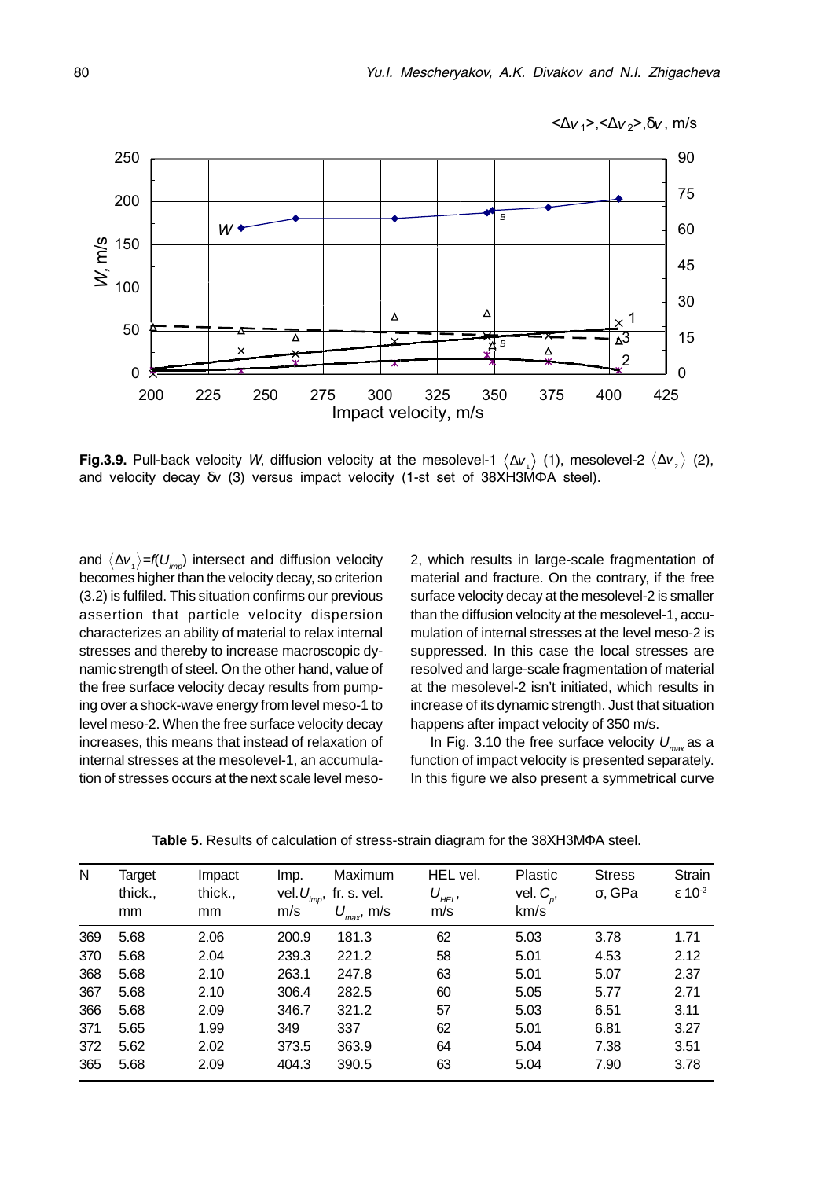**Fig.3.9.** Pull-back velocity $W$, diffusion velocity at the mesolevel-1 $\langle \Delta v_1 \rangle$ (1), mesolevel-2 $\langle \Delta v_2 \rangle$ (2), and velocity decay $\delta v$ (3) versus impact velocity (1-st set of 38XH3MΦA steel).

and $\langle \Delta v_1 \rangle = f(U_{imp})$ intersect and diffusion velocity becomes higher than the velocity decay, so criterion (3.2) is fulfiled. This situation confirms our previous assertion that particle velocity dispersion characterizes an ability of material to relax internal stresses and thereby to increase macroscopic dynamic strength of steel. On the other hand, value of the free surface velocity decay results from pumping over a shock-wave energy from level meso-1 to level meso-2. When the free surface velocity decay increases, this means that instead of relaxation of internal stresses at the mesolevel-1, an accumulation of stresses occurs at the next scale level meso-2, which results in large-scale fragmentation of material and fracture. On the contrary, if the free surface velocity decay at the mesolevel-2 is smaller than the diffusion velocity at the mesolevel-1, accumulation of internal stresses at the level meso-2 is suppressed. In this case the local stresses are resolved and large-scale fragmentation of material at the mesolevel-2 isn't initiated, which results in increase of its dynamic strength. Just that situation happens after impact velocity of 350 m/s.

In Fig. 3.10 the free surface velocity $U_{max}$ as a function of impact velocity is presented separately. In this figure we also present a symmetrical curve

**Table 5.** Results of calculation of stress-strain diagram for the 38XH3MΦA steel.

| N | Target thick., mm | Impact thick., mm | Imp. vel. $U_{imp}$, m/s | Maximum fr. s. vel. $U_{max}$, m/s | HEL vel. $U_{HEL}$, m/s | Plastic vel. $C_p$, km/s | Stress σ, GPa | Strain ε $10^{-2}$ |
|---|---|---|---|---|---|---|---|---|
| 369 | 5.68 | 2.06 | 200.9 | 181.3 | 62 | 5.03 | 3.78 | 1.71 |
| 370 | 5.68 | 2.04 | 239.3 | 221.2 | 58 | 5.01 | 4.53 | 2.12 |
| 368 | 5.68 | 2.10 | 263.1 | 247.8 | 63 | 5.01 | 5.07 | 2.37 |
| 367 | 5.68 | 2.10 | 306.4 | 282.5 | 60 | 5.05 | 5.77 | 2.71 |
| 366 | 5.68 | 2.09 | 346.7 | 321.2 | 57 | 5.03 | 6.51 | 3.11 |
| 371 | 5.65 | 1.99 | 349 | 337 | 62 | 5.01 | 6.81 | 3.27 |
| 372 | 5.62 | 2.02 | 373.5 | 363.9 | 64 | 5.04 | 7.38 | 3.51 |
| 365 | 5.68 | 2.09 | 404.3 | 390.5 | 63 | 5.04 | 7.90 | 3.78 |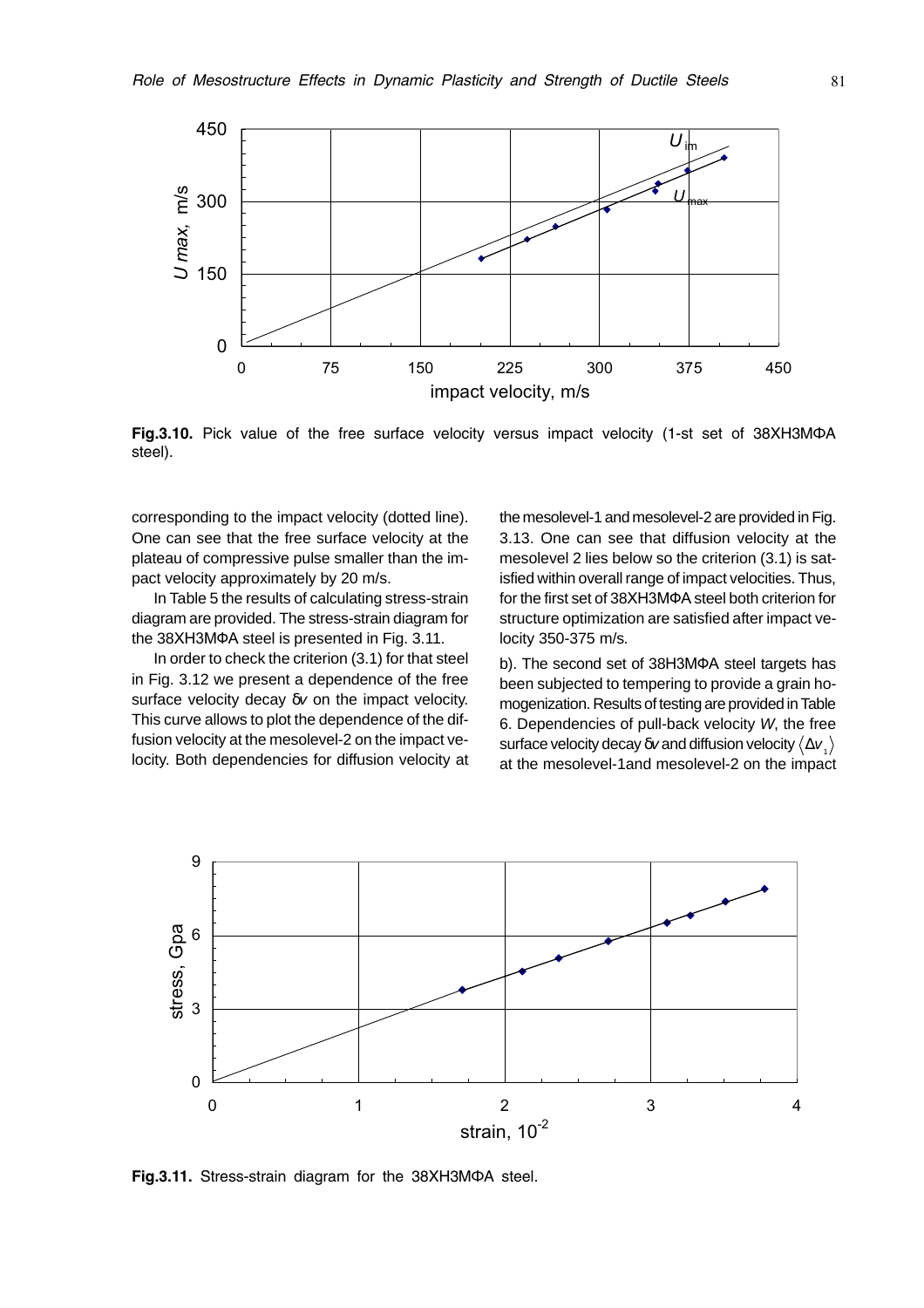**Fig.3.10.** Pick value of the free surface velocity versus impact velocity (1-st set of 38ХН3МФА steel).

corresponding to the impact velocity (dotted line). One can see that the free surface velocity at the plateau of compressive pulse smaller than the impact velocity approximately by 20 m/s.

In Table 5 the results of calculating stress-strain diagram are provided. The stress-strain diagram for the 38ХН3МФА steel is presented in Fig. 3.11.

In order to check the criterion (3.1) for that steel in Fig. 3.12 we present a dependence of the free surface velocity decay $\delta v$ on the impact velocity. This curve allows to plot the dependence of the diffusion velocity at the mesolevel-2 on the impact velocity. Both dependencies for diffusion velocity at the mesolevel-1 and mesolevel-2 are provided in Fig. 3.13. One can see that diffusion velocity at the mesolevel 2 lies below so the criterion (3.1) is satisfied within overall range of impact velocities. Thus, for the first set of 38ХН3МФА steel both criterion for structure optimization are satisfied after impact velocity 350-375 m/s.

b). The second set of 38Н3МФА steel targets has been subjected to tempering to provide a grain homogenization. Results of testing are provided in Table 6. Dependencies of pull-back velocity $W$, the free surface velocity decay $\delta v$ and diffusion velocity $\langle \Delta v_1 \rangle$ at the mesolevel-1and mesolevel-2 on the impact

**Fig.3.11.** Stress-strain diagram for the 38ХН3МФА steel.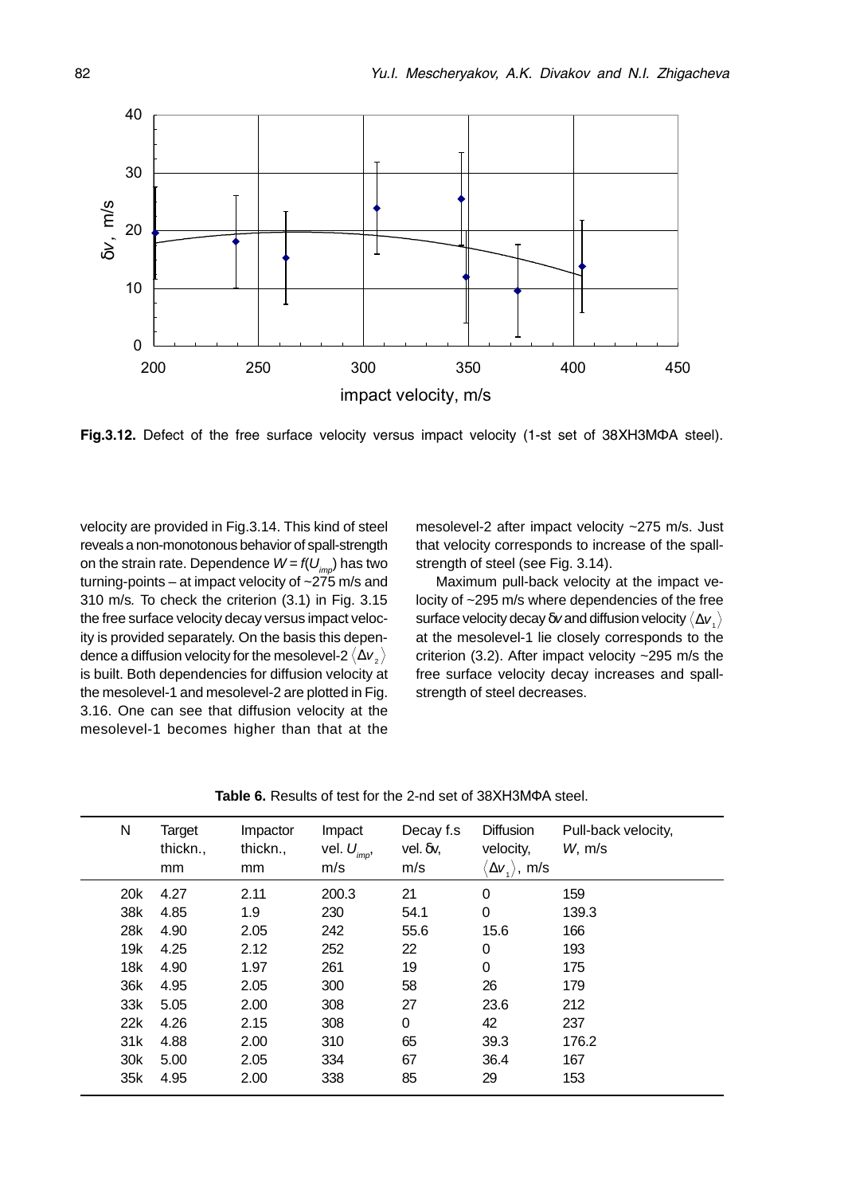Fig.3.12. Defect of the free surface velocity versus impact velocity (1-st set of 38ХН3МФА steel).

velocity are provided in Fig.3.14. This kind of steel reveals a non-monotonous behavior of spall-strength on the strain rate. Dependence $W = f(U_{imp})$ has two turning-points – at impact velocity of ~275 m/s and 310 m/s. To check the criterion (3.1) in Fig. 3.15 the free surface velocity decay versus impact velocity is provided separately. On the basis this dependence a diffusion velocity for the mesolevel-2 $\langle \Delta v_2 \rangle$ is built. Both dependencies for diffusion velocity at the mesolevel-1 and mesolevel-2 are plotted in Fig. 3.16. One can see that diffusion velocity at the mesolevel-1 becomes higher than that at the mesolevel-2 after impact velocity ~275 m/s. Just that velocity corresponds to increase of the spall-strength of steel (see Fig. 3.14).

Maximum pull-back velocity at the impact velocity of ~295 m/s where dependencies of the free surface velocity decay $\delta v$ and diffusion velocity $\langle \Delta v_1 \rangle$ at the mesolevel-1 lie closely corresponds to the criterion (3.2). After impact velocity ~295 m/s the free surface velocity decay increases and spall-strength of steel decreases.

**Table 6.** Results of test for the 2-nd set of 38ХН3МФА steel.

| N | Target thickn., mm | Impactor thickn., mm | Impact vel. $U_{imp}$, m/s | Decay f.s vel. $\delta v$, m/s | Diffusion velocity, $\langle \Delta v_1 \rangle$, m/s | Pull-back velocity, $W$, m/s |
|---|---|---|---|---|---|---|
| 20k | 4.27 | 2.11 | 200.3 | 21 | 0 | 159 |
| 38k | 4.85 | 1.9 | 230 | 54.1 | 0 | 139.3 |
| 28k | 4.90 | 2.05 | 242 | 55.6 | 15.6 | 166 |
| 19k | 4.25 | 2.12 | 252 | 22 | 0 | 193 |
| 18k | 4.90 | 1.97 | 261 | 19 | 0 | 175 |
| 36k | 4.95 | 2.05 | 300 | 58 | 26 | 179 |
| 33k | 5.05 | 2.00 | 308 | 27 | 23.6 | 212 |
| 22k | 4.26 | 2.15 | 308 | 0 | 42 | 237 |
| 31k | 4.88 | 2.00 | 310 | 65 | 39.3 | 176.2 |
| 30k | 5.00 | 2.05 | 334 | 67 | 36.4 | 167 |
| 35k | 4.95 | 2.00 | 338 | 85 | 29 | 153 |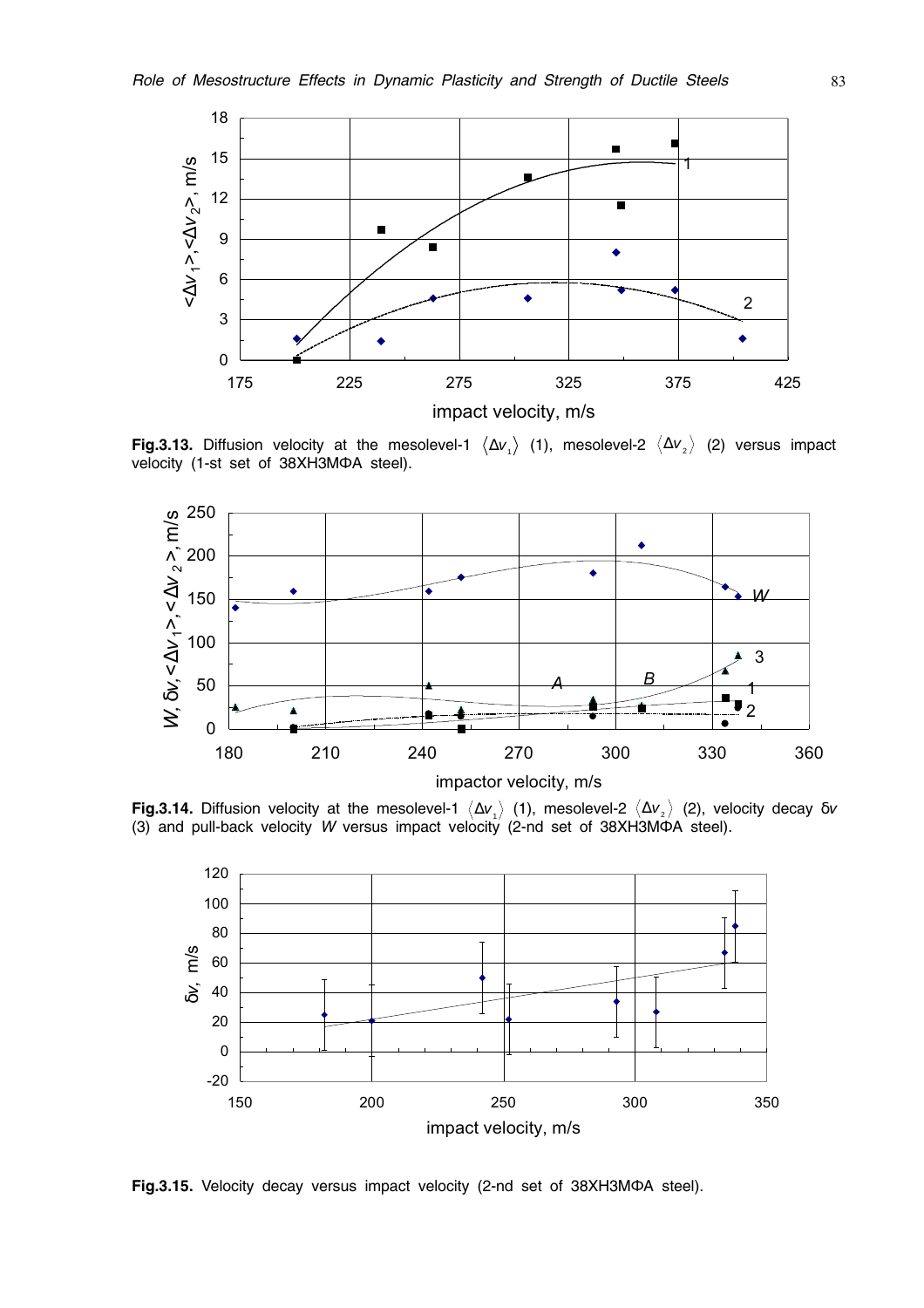**Fig.3.13.** Diffusion velocity at the mesolevel-1 $\langle \Delta v_1 \rangle$ (1), mesolevel-2 $\langle \Delta v_2 \rangle$ (2) versus impact velocity (1-st set of 38ХН3МФА steel).

**Fig.3.14.** Diffusion velocity at the mesolevel-1 $\langle \Delta v_1 \rangle$ (1), mesolevel-2 $\langle \Delta v_2 \rangle$ (2), velocity decay $\delta v$ (3) and pull-back velocity $W$ versus impact velocity (2-nd set of 38ХН3МФА steel).

**Fig.3.15.** Velocity decay versus impact velocity (2-nd set of 38ХН3МФА steel).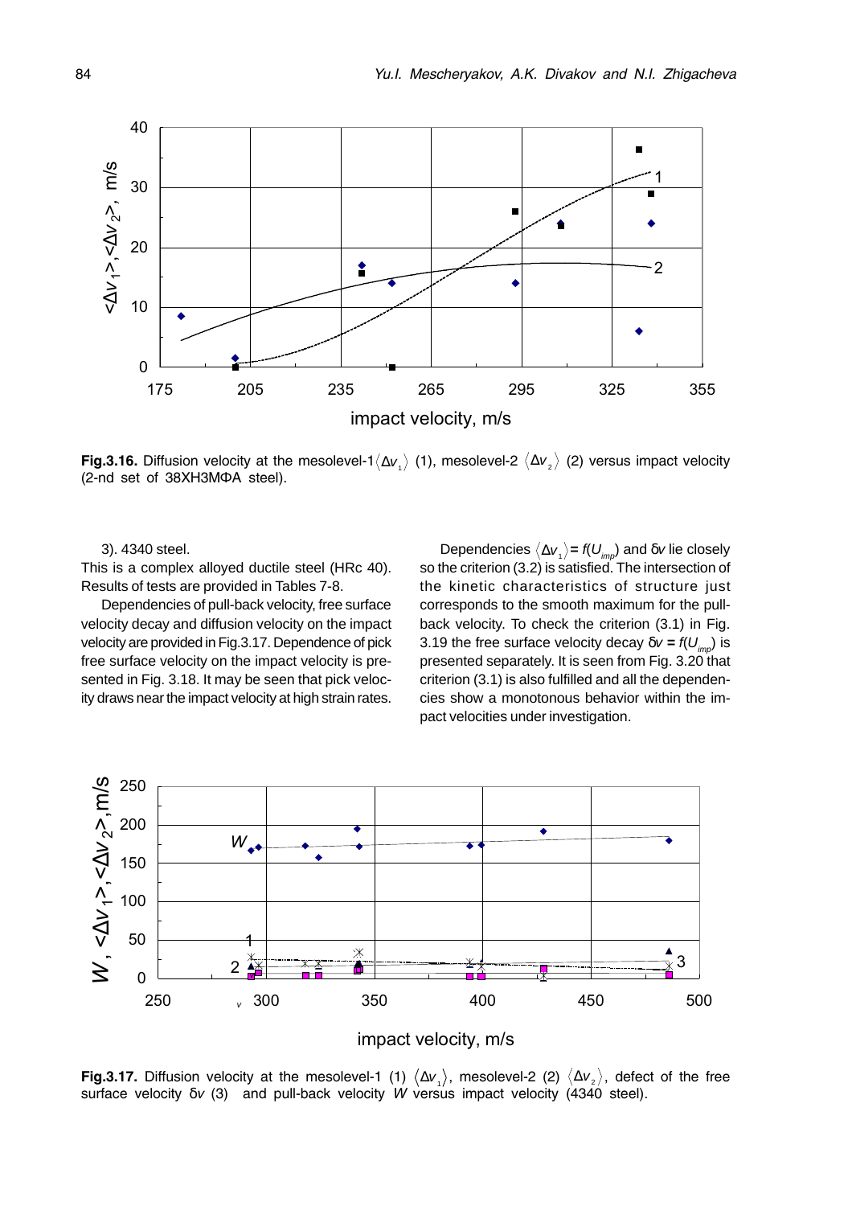**Fig.3.16.** Diffusion velocity at the mesolevel-1 $\langle \Delta v_1 \rangle$ (1), mesolevel-2 $\langle \Delta v_2 \rangle$ (2) versus impact velocity (2-nd set of 38ХН3МФА steel).

3). 4340 steel.

This is a complex alloyed ductile steel (HRc 40). Results of tests are provided in Tables 7-8.

Dependencies of pull-back velocity, free surface velocity decay and diffusion velocity on the impact velocity are provided in Fig.3.17. Dependence of pick free surface velocity on the impact velocity is presented in Fig. 3.18. It may be seen that pick velocity draws near the impact velocity at high strain rates.

Dependencies $\langle \Delta v_1 \rangle = f(U_{imp})$ and $\delta v$ lie closely so the criterion (3.2) is satisfied. The intersection of the kinetic characteristics of structure just corresponds to the smooth maximum for the pull-back velocity. To check the criterion (3.1) in Fig. 3.19 the free surface velocity decay $\delta v = f(U_{imp})$ is presented separately. It is seen from Fig. 3.20 that criterion (3.1) is also fulfilled and all the dependencies show a monotonous behavior within the impact velocities under investigation.

**Fig.3.17.** Diffusion velocity at the mesolevel-1 (1) $\langle \Delta v_1 \rangle$, mesolevel-2 (2) $\langle \Delta v_2 \rangle$, defect of the free surface velocity $\delta v$ (3) and pull-back velocity $W$ versus impact velocity (4340 steel).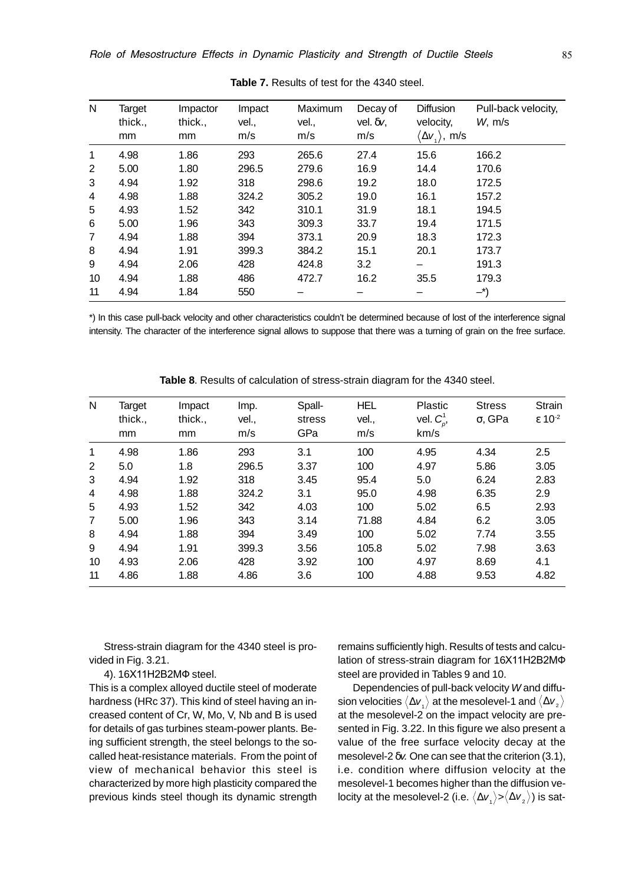**Table 7.** Results of test for the 4340 steel.

| N | Target thick., mm | Impactor thick., mm | Impact vel., m/s | Maximum vel., m/s | Decay of vel. $\delta v$, m/s | Diffusion velocity, $\langle \Delta v_1 \rangle$, m/s | Pull-back velocity, $W$, m/s |
|---|---|---|---|---|---|---|---|
| 1 | 4.98 | 1.86 | 293 | 265.6 | 27.4 | 15.6 | 166.2 |
| 2 | 5.00 | 1.80 | 296.5 | 279.6 | 16.9 | 14.4 | 170.6 |
| 3 | 4.94 | 1.92 | 318 | 298.6 | 19.2 | 18.0 | 172.5 |
| 4 | 4.98 | 1.88 | 324.2 | 305.2 | 19.0 | 16.1 | 157.2 |
| 5 | 4.93 | 1.52 | 342 | 310.1 | 31.9 | 18.1 | 194.5 |
| 6 | 5.00 | 1.96 | 343 | 309.3 | 33.7 | 19.4 | 171.5 |
| 7 | 4.94 | 1.88 | 394 | 373.1 | 20.9 | 18.3 | 172.3 |
| 8 | 4.94 | 1.91 | 399.3 | 384.2 | 15.1 | 20.1 | 173.7 |
| 9 | 4.94 | 2.06 | 428 | 424.8 | 3.2 | – | 191.3 |
| 10 | 4.94 | 1.88 | 486 | 472.7 | 16.2 | 35.5 | 179.3 |
| 11 | 4.94 | 1.84 | 550 | – | – | – | –*) |

*) In this case pull-back velocity and other characteristics couldn't be determined because of lost of the interference signal intensity. The character of the interference signal allows to suppose that there was a turning of grain on the free surface.

**Table 8**. Results of calculation of stress-strain diagram for the 4340 steel.

| N | Target thick., mm | Impact thick., mm | Imp. vel., m/s | Spall-stress GPa | HEL vel., m/s | Plastic vel. $C_p^1$, km/s | Stress $\sigma$, GPa | Strain $\varepsilon$ $10^{-2}$ |
|---|---|---|---|---|---|---|---|---|
| 1 | 4.98 | 1.86 | 293 | 3.1 | 100 | 4.95 | 4.34 | 2.5 |
| 2 | 5.0 | 1.8 | 296.5 | 3.37 | 100 | 4.97 | 5.86 | 3.05 |
| 3 | 4.94 | 1.92 | 318 | 3.45 | 95.4 | 5.0 | 6.24 | 2.83 |
| 4 | 4.98 | 1.88 | 324.2 | 3.1 | 95.0 | 4.98 | 6.35 | 2.9 |
| 5 | 4.93 | 1.52 | 342 | 4.03 | 100 | 5.02 | 6.5 | 2.93 |
| 7 | 5.00 | 1.96 | 343 | 3.14 | 71.88 | 4.84 | 6.2 | 3.05 |
| 8 | 4.94 | 1.88 | 394 | 3.49 | 100 | 5.02 | 7.74 | 3.55 |
| 9 | 4.94 | 1.91 | 399.3 | 3.56 | 105.8 | 5.02 | 7.98 | 3.63 |
| 10 | 4.93 | 2.06 | 428 | 3.92 | 100 | 4.97 | 8.69 | 4.1 |
| 11 | 4.86 | 1.88 | 4.86 | 3.6 | 100 | 4.88 | 9.53 | 4.82 |

Stress-strain diagram for the 4340 steel is provided in Fig. 3.21.

4). 16Х11Н2В2МФ steel.

This is a complex alloyed ductile steel of moderate hardness (HRc 37). This kind of steel having an increased content of Cr, W, Mo, V, Nb and B is used for details of gas turbines steam-power plants. Being sufficient strength, the steel belongs to the so-called heat-resistance materials. From the point of view of mechanical behavior this steel is characterized by more high plasticity compared the previous kinds steel though its dynamic strength remains sufficiently high. Results of tests and calculation of stress-strain diagram for 16Х11Н2В2МФ steel are provided in Tables 9 and 10.

Dependencies of pull-back velocity $W$ and diffusion velocities $\langle \Delta v_1 \rangle$ at the mesolevel-1 and $\langle \Delta v_2 \rangle$ at the mesolevel-2 on the impact velocity are presented in Fig. 3.22. In this figure we also present a value of the free surface velocity decay at the mesolevel-2 $\delta v$. One can see that the criterion (3.1), i.e. condition where diffusion velocity at the mesolevel-1 becomes higher than the diffusion velocity at the mesolevel-2 (i.e. $\langle \Delta v_1 \rangle > \langle \Delta v_2 \rangle$) is sat-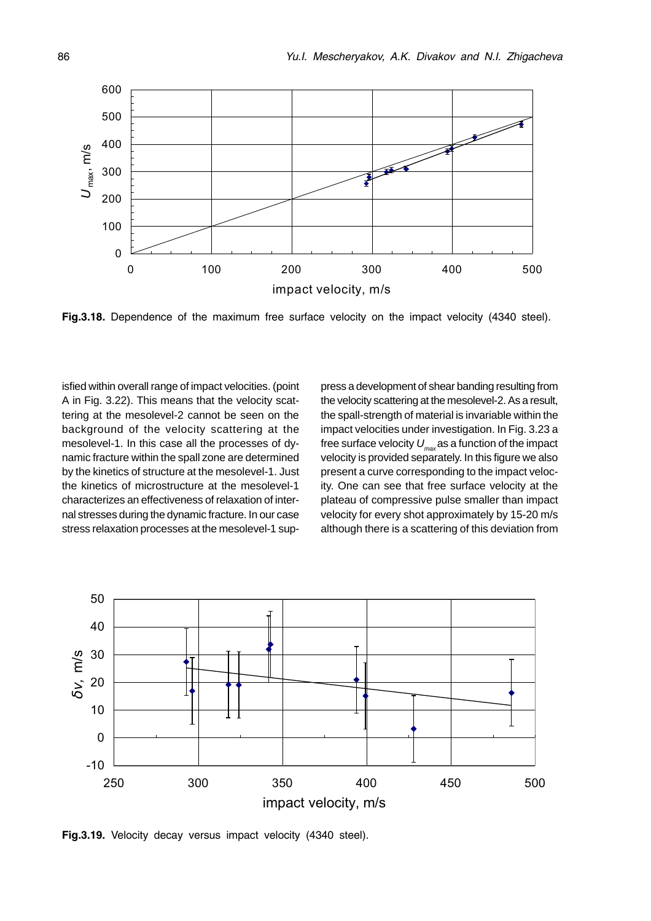Fig.3.18. Dependence of the maximum free surface velocity on the impact velocity (4340 steel).

isfied within overall range of impact velocities. (point A in Fig. 3.22). This means that the velocity scattering at the mesolevel-2 cannot be seen on the background of the velocity scattering at the mesolevel-1. In this case all the processes of dynamic fracture within the spall zone are determined by the kinetics of structure at the mesolevel-1. Just the kinetics of microstructure at the mesolevel-1 characterizes an effectiveness of relaxation of internal stresses during the dynamic fracture. In our case stress relaxation processes at the mesolevel-1 suppress a development of shear banding resulting from the velocity scattering at the mesolevel-2. As a result, the spall-strength of material is invariable within the impact velocities under investigation. In Fig. 3.23 a free surface velocity $U_{max}$ as a function of the impact velocity is provided separately. In this figure we also present a curve corresponding to the impact velocity. One can see that free surface velocity at the plateau of compressive pulse smaller than impact velocity for every shot approximately by 15-20 m/s although there is a scattering of this deviation from

Fig.3.19. Velocity decay versus impact velocity (4340 steel).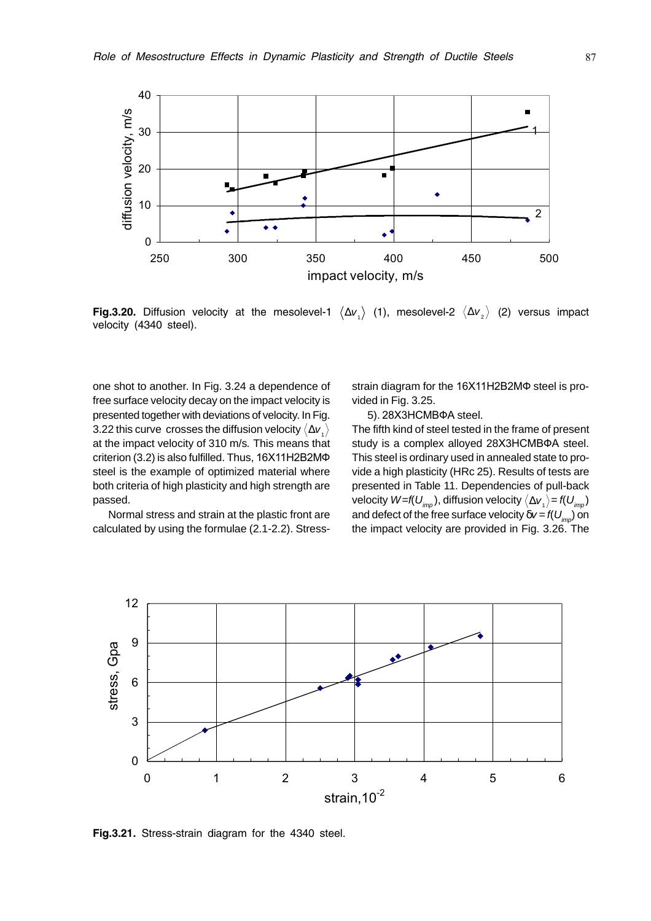**Fig.3.20.** Diffusion velocity at the mesolevel-1 $\langle \Delta v_1 \rangle$ (1), mesolevel-2 $\langle \Delta v_2 \rangle$ (2) versus impact velocity (4340 steel).

one shot to another. In Fig. 3.24 a dependence of free surface velocity decay on the impact velocity is presented together with deviations of velocity. In Fig. 3.22 this curve crosses the diffusion velocity $\langle \Delta v_1 \rangle$ at the impact velocity of 310 m/s. This means that criterion (3.2) is also fulfilled. Thus, 16Х11Н2В2МФ steel is the example of optimized material where both criteria of high plasticity and high strength are passed.

Normal stress and strain at the plastic front are calculated by using the formulae (2.1-2.2). Stress-strain diagram for the 16Х11Н2В2МФ steel is provided in Fig. 3.25.

5). 28Х3НСМВФА steel.

The fifth kind of steel tested in the frame of present study is a complex alloyed 28Х3НСМВФА steel. This steel is ordinary used in annealed state to provide a high plasticity (HRc 25). Results of tests are presented in Table 11. Dependencies of pull-back velocity $W=f(U_{imp})$, diffusion velocity $\langle \Delta v_1 \rangle = f(U_{imp})$ and defect of the free surface velocity $\delta v = f(U_{imp})$ on the impact velocity are provided in Fig. 3.26. The

**Fig.3.21.** Stress-strain diagram for the 4340 steel.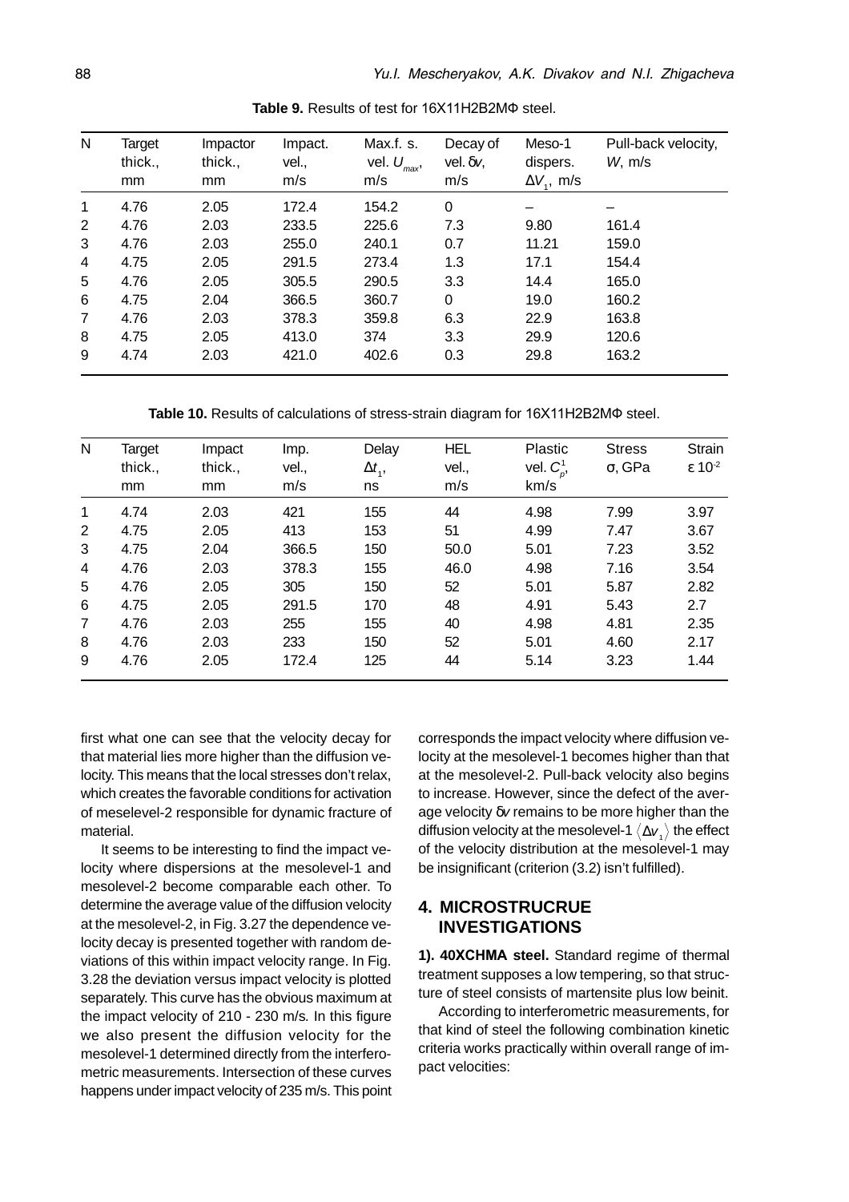**Table 9.** Results of test for 16X11H2B2MФ steel.

| N | Target thick., mm | Impactor thick., mm | Impact. vel., m/s | Max.f. s. vel. $U_{max}$, m/s | Decay of vel. $\delta v$, m/s | Meso-1 dispers. $\Delta V_1$, m/s | Pull-back velocity, $W$, m/s |
|---|---|---|---|---|---|---|---|
| 1 | 4.76 | 2.05 | 172.4 | 154.2 | 0 | – | – |
| 2 | 4.76 | 2.03 | 233.5 | 225.6 | 7.3 | 9.80 | 161.4 |
| 3 | 4.76 | 2.03 | 255.0 | 240.1 | 0.7 | 11.21 | 159.0 |
| 4 | 4.75 | 2.05 | 291.5 | 273.4 | 1.3 | 17.1 | 154.4 |
| 5 | 4.76 | 2.05 | 305.5 | 290.5 | 3.3 | 14.4 | 165.0 |
| 6 | 4.75 | 2.04 | 366.5 | 360.7 | 0 | 19.0 | 160.2 |
| 7 | 4.76 | 2.03 | 378.3 | 359.8 | 6.3 | 22.9 | 163.8 |
| 8 | 4.75 | 2.05 | 413.0 | 374 | 3.3 | 29.9 | 120.6 |
| 9 | 4.74 | 2.03 | 421.0 | 402.6 | 0.3 | 29.8 | 163.2 |

**Table 10.** Results of calculations of stress-strain diagram for 16X11H2B2MФ steel.

| N | Target thick., mm | Impact thick., mm | Imp. vel., m/s | Delay $\Delta t_1$, ns | HEL vel., m/s | Plastic vel. $C_p^1$, km/s | Stress $\sigma$, GPa | Strain $\varepsilon\, 10^{-2}$ |
|---|---|---|---|---|---|---|---|---|
| 1 | 4.74 | 2.03 | 421 | 155 | 44 | 4.98 | 7.99 | 3.97 |
| 2 | 4.75 | 2.05 | 413 | 153 | 51 | 4.99 | 7.47 | 3.67 |
| 3 | 4.75 | 2.04 | 366.5 | 150 | 50.0 | 5.01 | 7.23 | 3.52 |
| 4 | 4.76 | 2.03 | 378.3 | 155 | 46.0 | 4.98 | 7.16 | 3.54 |
| 5 | 4.76 | 2.05 | 305 | 150 | 52 | 5.01 | 5.87 | 2.82 |
| 6 | 4.75 | 2.05 | 291.5 | 170 | 48 | 4.91 | 5.43 | 2.7 |
| 7 | 4.76 | 2.03 | 255 | 155 | 40 | 4.98 | 4.81 | 2.35 |
| 8 | 4.76 | 2.03 | 233 | 150 | 52 | 5.01 | 4.60 | 2.17 |
| 9 | 4.76 | 2.05 | 172.4 | 125 | 44 | 5.14 | 3.23 | 1.44 |

first what one can see that the velocity decay for that material lies more higher than the diffusion velocity. This means that the local stresses don't relax, which creates the favorable conditions for activation of meselevel-2 responsible for dynamic fracture of material.

It seems to be interesting to find the impact velocity where dispersions at the mesolevel-1 and mesolevel-2 become comparable each other. To determine the average value of the diffusion velocity at the mesolevel-2, in Fig. 3.27 the dependence velocity decay is presented together with random deviations of this within impact velocity range. In Fig. 3.28 the deviation versus impact velocity is plotted separately. This curve has the obvious maximum at the impact velocity of 210 - 230 m/s. In this figure we also present the diffusion velocity for the mesolevel-1 determined directly from the interferometric measurements. Intersection of these curves happens under impact velocity of 235 m/s. This point corresponds the impact velocity where diffusion velocity at the mesolevel-1 becomes higher than that at the mesolevel-2. Pull-back velocity also begins to increase. However, since the defect of the average velocity $\delta v$ remains to be more higher than the diffusion velocity at the mesolevel-1 $\langle \Delta v_1 \rangle$ the effect of the velocity distribution at the mesolevel-1 may be insignificant (criterion (3.2) isn't fulfilled).

## 4. MICROSTRUCRUE INVESTIGATIONS

**1). 40XCHMA steel.** Standard regime of thermal treatment supposes a low tempering, so that structure of steel consists of martensite plus low beinit.

According to interferometric measurements, for that kind of steel the following combination kinetic criteria works practically within overall range of impact velocities: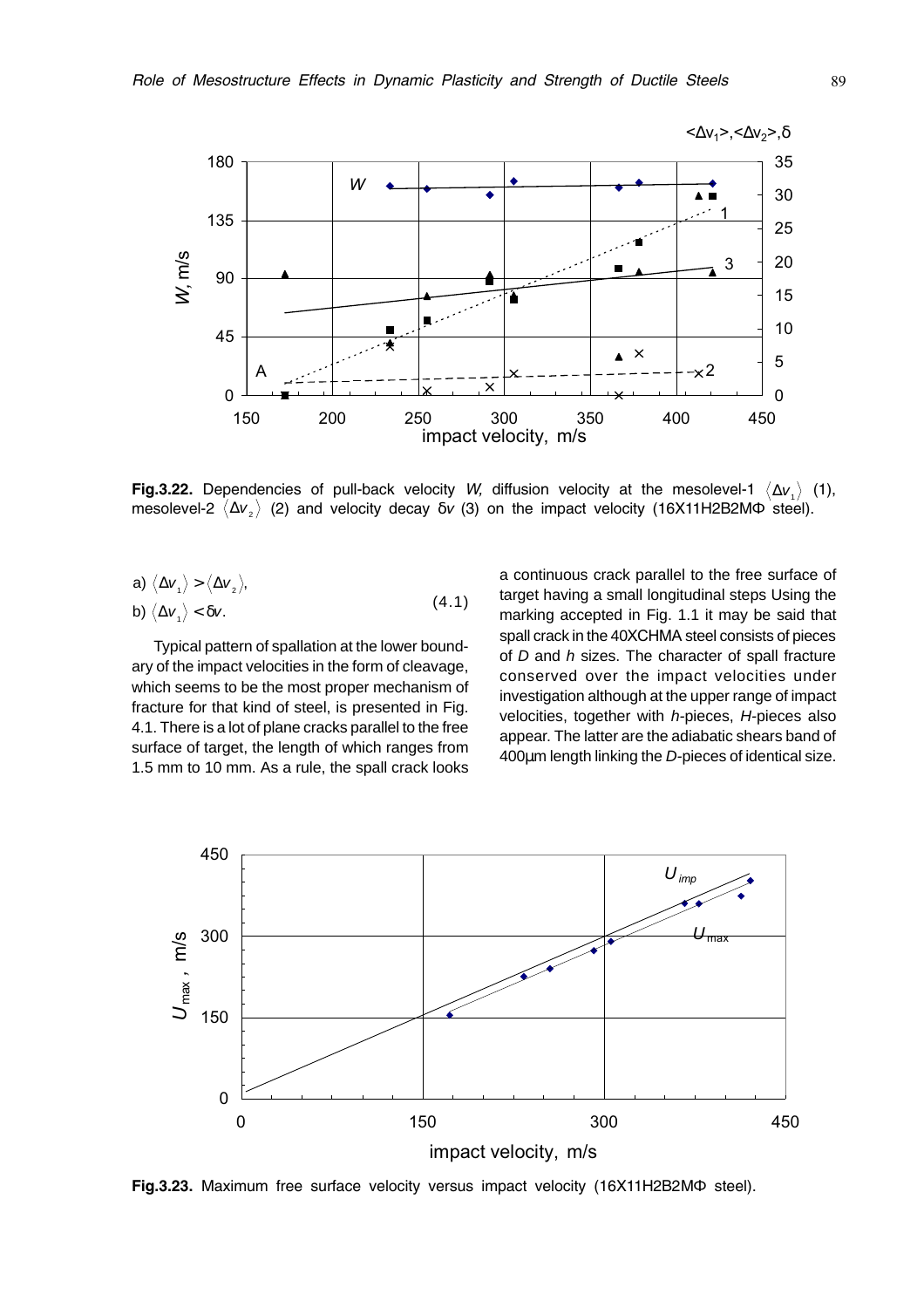**Fig.3.22.** Dependencies of pull-back velocity $W$, diffusion velocity at the mesolevel-1 $\langle \Delta v_1 \rangle$ (1), mesolevel-2 $\langle \Delta v_2 \rangle$ (2) and velocity decay $\delta v$ (3) on the impact velocity (16Х11Н2В2МФ steel).

$$\text{a) } \langle \Delta v_1 \rangle > \langle \Delta v_2 \rangle, \qquad \text{b) } \langle \Delta v_1 \rangle < \delta v. \tag{4.1}$$

Typical pattern of spallation at the lower boundary of the impact velocities in the form of cleavage, which seems to be the most proper mechanism of fracture for that kind of steel, is presented in Fig. 4.1. There is a lot of plane cracks parallel to the free surface of target, the length of which ranges from 1.5 mm to 10 mm. As a rule, the spall crack looks a continuous crack parallel to the free surface of target having a small longitudinal steps Using the marking accepted in Fig. 1.1 it may be said that spall crack in the 40ХСНМА steel consists of pieces of $D$ and $h$ sizes. The character of spall fracture conserved over the impact velocities under investigation although at the upper range of impact velocities, together with $h$-pieces, $H$-pieces also appear. The latter are the adiabatic shears band of 400μm length linking the $D$-pieces of identical size.

**Fig.3.23.** Maximum free surface velocity versus impact velocity (16Х11Н2В2МФ steel).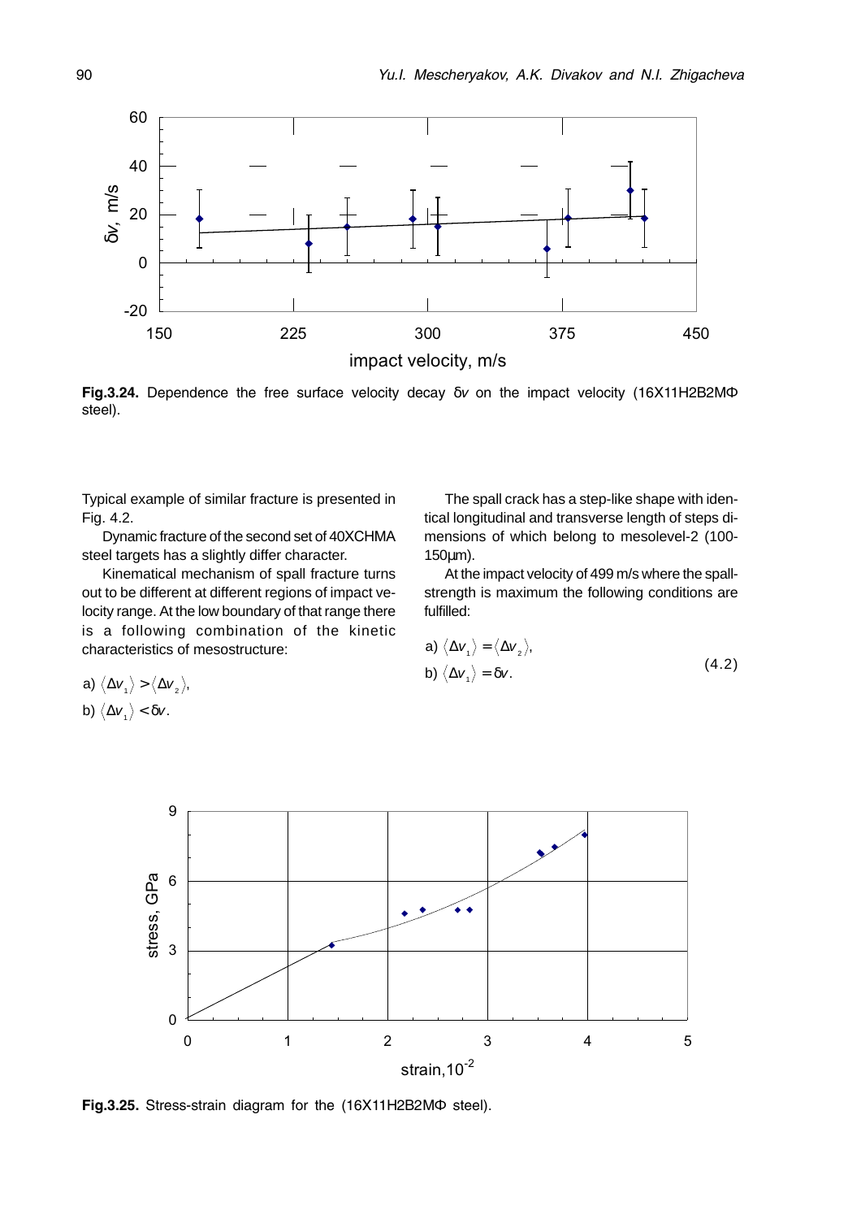Fig.3.24. Dependence the free surface velocity decay $\delta v$ on the impact velocity (16X11H2B2MΦ steel).

Typical example of similar fracture is presented in Fig. 4.2.

Dynamic fracture of the second set of 40XCHMA steel targets has a slightly differ character.

Kinematical mechanism of spall fracture turns out to be different at different regions of impact velocity range. At the low boundary of that range there is a following combination of the kinetic characteristics of mesostructure:

a) $\langle \Delta v_1 \rangle > \langle \Delta v_2 \rangle$,

b) $\langle \Delta v_1 \rangle < \delta v$.

The spall crack has a step-like shape with identical longitudinal and transverse length of steps dimensions of which belong to mesolevel-2 (100-150μm).

At the impact velocity of 499 m/s where the spall-strength is maximum the following conditions are fulfilled:

$$
\begin{aligned}
&\text{a) } \langle \Delta v_1 \rangle = \langle \Delta v_2 \rangle, \\
&\text{b) } \langle \Delta v_1 \rangle = \delta v.
\end{aligned}
\tag{4.2}
$$

Fig.3.25. Stress-strain diagram for the (16X11H2B2MΦ steel).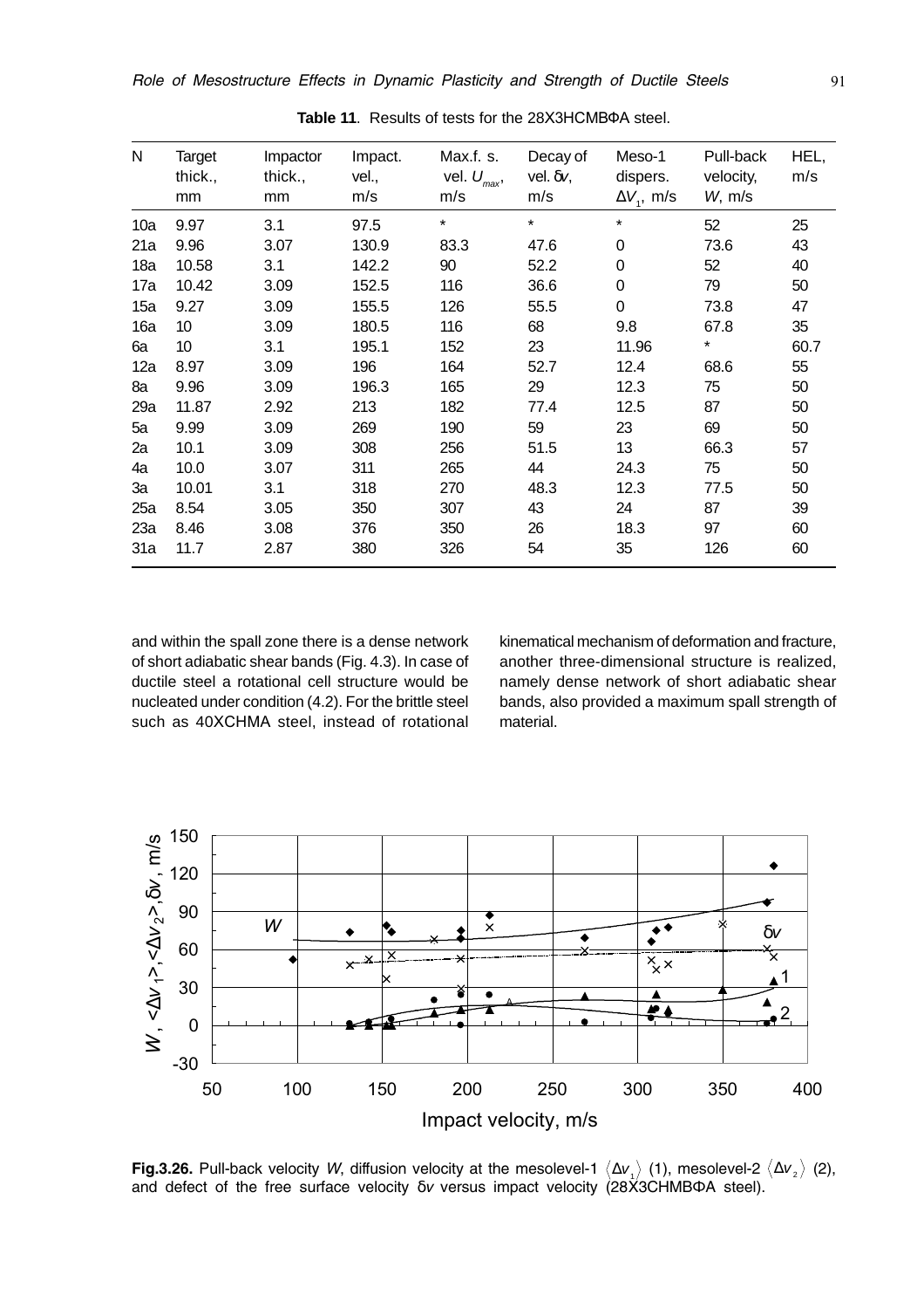**Table 11**. Results of tests for the 28Х3НСМВФА steel.

| N | Target thick., mm | Impactor thick., mm | Impact. vel., m/s | Max.f. s. vel. $U_{max}$, m/s | Decay of vel. $\delta v$, m/s | Meso-1 dispers. $\Delta V_1$, m/s | Pull-back velocity, $W$, m/s | HEL, m/s |
|---|---|---|---|---|---|---|---|---|
| 10a | 9.97 | 3.1 | 97.5 | * | * | * | 52 | 25 |
| 21a | 9.96 | 3.07 | 130.9 | 83.3 | 47.6 | 0 | 73.6 | 43 |
| 18a | 10.58 | 3.1 | 142.2 | 90 | 52.2 | 0 | 52 | 40 |
| 17a | 10.42 | 3.09 | 152.5 | 116 | 36.6 | 0 | 79 | 50 |
| 15a | 9.27 | 3.09 | 155.5 | 126 | 55.5 | 0 | 73.8 | 47 |
| 16a | 10 | 3.09 | 180.5 | 116 | 68 | 9.8 | 67.8 | 35 |
| 6a | 10 | 3.1 | 195.1 | 152 | 23 | 11.96 | * | 60.7 |
| 12a | 8.97 | 3.09 | 196 | 164 | 52.7 | 12.4 | 68.6 | 55 |
| 8a | 9.96 | 3.09 | 196.3 | 165 | 29 | 12.3 | 75 | 50 |
| 29a | 11.87 | 2.92 | 213 | 182 | 77.4 | 12.5 | 87 | 50 |
| 5a | 9.99 | 3.09 | 269 | 190 | 59 | 23 | 69 | 50 |
| 2a | 10.1 | 3.09 | 308 | 256 | 51.5 | 13 | 66.3 | 57 |
| 4a | 10.0 | 3.07 | 311 | 265 | 44 | 24.3 | 75 | 50 |
| 3a | 10.01 | 3.1 | 318 | 270 | 48.3 | 12.3 | 77.5 | 50 |
| 25a | 8.54 | 3.05 | 350 | 307 | 43 | 24 | 87 | 39 |
| 23a | 8.46 | 3.08 | 376 | 350 | 26 | 18.3 | 97 | 60 |
| 31a | 11.7 | 2.87 | 380 | 326 | 54 | 35 | 126 | 60 |

and within the spall zone there is a dense network of short adiabatic shear bands (Fig. 4.3). In case of ductile steel a rotational cell structure would be nucleated under condition (4.2). For the brittle steel such as 40ХСНМА steel, instead of rotational kinematical mechanism of deformation and fracture, another three-dimensional structure is realized, namely dense network of short adiabatic shear bands, also provided a maximum spall strength of material.

**Fig.3.26.** Pull-back velocity $W$, diffusion velocity at the mesolevel-1 $\langle \Delta v_1 \rangle$ (1), mesolevel-2 $\langle \Delta v_2 \rangle$ (2), and defect of the free surface velocity $\delta v$ versus impact velocity (28Х3СНМВФА steel).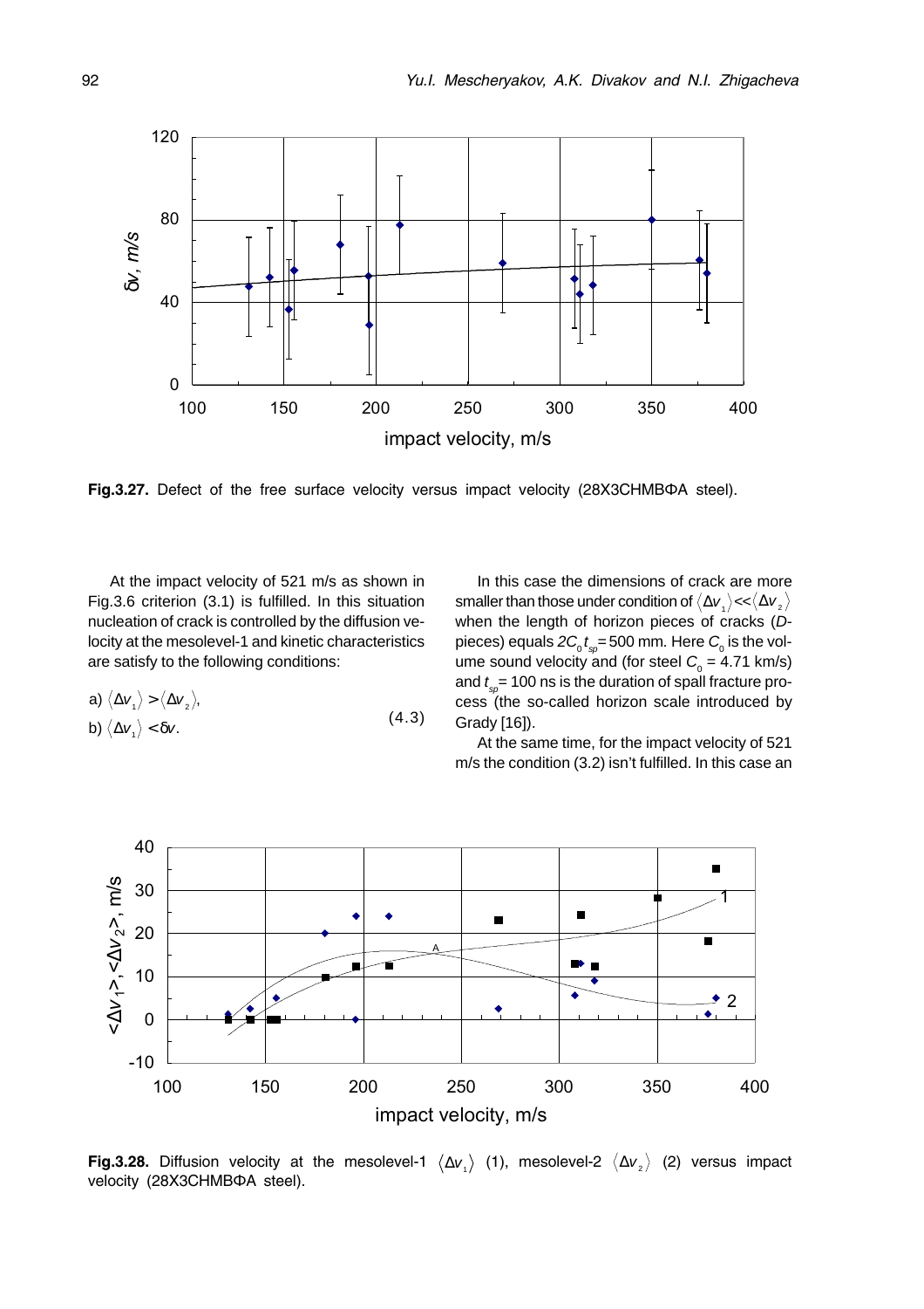Fig.3.27. Defect of the free surface velocity versus impact velocity (28X3CHMBΦA steel).

At the impact velocity of 521 m/s as shown in Fig.3.6 criterion (3.1) is fulfilled. In this situation nucleation of crack is controlled by the diffusion velocity at the mesolevel-1 and kinetic characteristics are satisfy to the following conditions:

$$\text{a) } \langle \Delta v_1 \rangle > \langle \Delta v_2 \rangle, \qquad \text{b) } \langle \Delta v_1 \rangle < \delta v. \tag{4.3}$$

In this case the dimensions of crack are more smaller than those under condition of $\langle \Delta v_1 \rangle << \langle \Delta v_2 \rangle$ when the length of horizon pieces of cracks (*D*-pieces) equals $2C_0 t_{sp}$ = 500 mm. Here $C_0$ is the volume sound velocity and (for steel $C_0$ = 4.71 km/s) and $t_{sp}$ = 100 ns is the duration of spall fracture process (the so-called horizon scale introduced by Grady [16]).

At the same time, for the impact velocity of 521 m/s the condition (3.2) isn't fulfilled. In this case an

Fig.3.28. Diffusion velocity at the mesolevel-1 $\langle \Delta v_1 \rangle$ (1), mesolevel-2 $\langle \Delta v_2 \rangle$ (2) versus impact velocity (28X3CHMBΦA steel).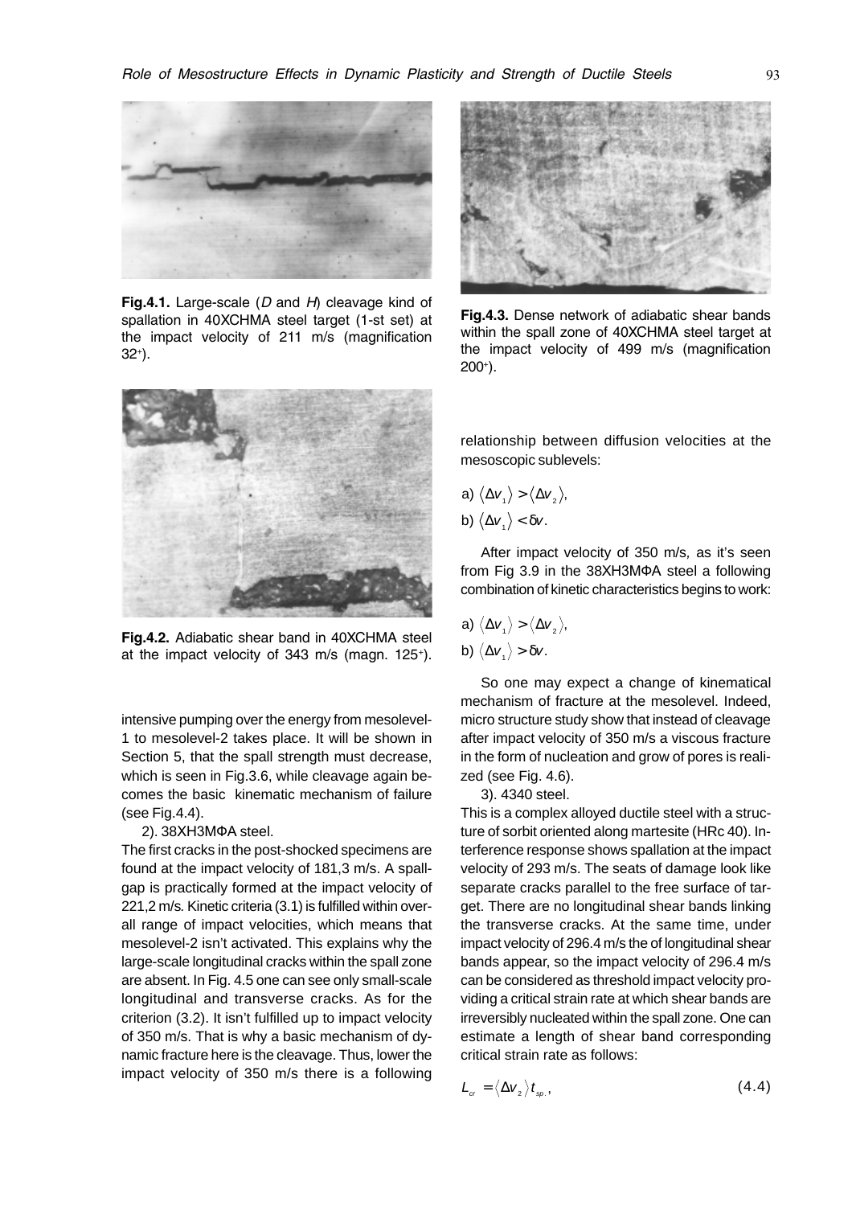Fig.4.1. Large-scale (*D* and *H*) cleavage kind of spallation in 40XCHMA steel target (1-st set) at the impact velocity of 211 m/s (magnification 32+).

Fig.4.2. Adiabatic shear band in 40XCHMA steel at the impact velocity of 343 m/s (magn. 125+).

Fig.4.3. Dense network of adiabatic shear bands within the spall zone of 40XCHMA steel target at the impact velocity of 499 m/s (magnification 200+).

intensive pumping over the energy from mesolevel-1 to mesolevel-2 takes place. It will be shown in Section 5, that the spall strength must decrease, which is seen in Fig.3.6, while cleavage again becomes the basic kinematic mechanism of failure (see Fig.4.4).

2). 38XH3MΦA steel.

The first cracks in the post-shocked specimens are found at the impact velocity of 181,3 m/s. A spall-gap is practically formed at the impact velocity of 221,2 m/s. Kinetic criteria (3.1) is fulfilled within overall range of impact velocities, which means that mesolevel-2 isn't activated. This explains why the large-scale longitudinal cracks within the spall zone are absent. In Fig. 4.5 one can see only small-scale longitudinal and transverse cracks. As for the criterion (3.2). It isn't fulfilled up to impact velocity of 350 m/s. That is why a basic mechanism of dynamic fracture here is the cleavage. Thus, lower the impact velocity of 350 m/s there is a following relationship between diffusion velocities at the mesoscopic sublevels:

a) $\langle \Delta v_1 \rangle > \langle \Delta v_2 \rangle$,

b) $\langle \Delta v_1 \rangle < \delta v$.

After impact velocity of 350 m/s, as it's seen from Fig 3.9 in the 38XH3MΦA steel a following combination of kinetic characteristics begins to work:

a) $\langle \Delta v_1 \rangle > \langle \Delta v_2 \rangle$,

b) $\langle \Delta v_1 \rangle > \delta v$.

So one may expect a change of kinematical mechanism of fracture at the mesolevel. Indeed, micro structure study show that instead of cleavage after impact velocity of 350 m/s a viscous fracture in the form of nucleation and grow of pores is realized (see Fig. 4.6).

3). 4340 steel.

This is a complex alloyed ductile steel with a structure of sorbit oriented along martesite (HRc 40). Interference response shows spallation at the impact velocity of 293 m/s. The seats of damage look like separate cracks parallel to the free surface of target. There are no longitudinal shear bands linking the transverse cracks. At the same time, under impact velocity of 296.4 m/s the of longitudinal shear bands appear, so the impact velocity of 296.4 m/s can be considered as threshold impact velocity providing a critical strain rate at which shear bands are irreversibly nucleated within the spall zone. One can estimate a length of shear band corresponding critical strain rate as follows:

$$L_{cr} = \langle \Delta v_2 \rangle t_{sp.}, \tag{4.4}$$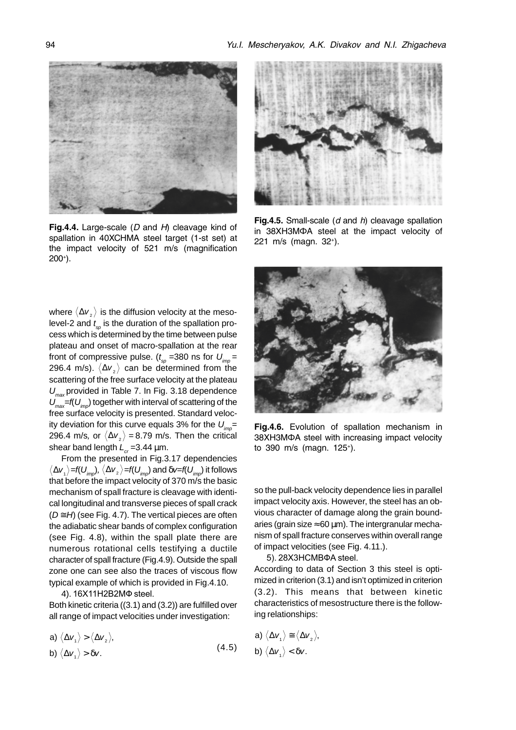**Fig.4.4.** Large-scale ($D$ and $H$) cleavage kind of spallation in 40XCHMA steel target (1-st set) at the impact velocity of 521 m/s (magnification 200+).

**Fig.4.5.** Small-scale ($d$ and $h$) cleavage spallation in 38XH3MΦA steel at the impact velocity of 221 m/s (magn. 32+).

**Fig.4.6.** Evolution of spallation mechanism in 38XH3MΦA steel with increasing impact velocity to 390 m/s (magn. 125+).

where $\langle \Delta v_2 \rangle$ is the diffusion velocity at the meso-level-2 and $t_{sp}$ is the duration of the spallation process which is determined by the time between pulse plateau and onset of macro-spallation at the rear front of compressive pulse. ($t_{sp}$ =380 ns for $U_{imp}$ = 296.4 m/s). $\langle \Delta v_2 \rangle$ can be determined from the scattering of the free surface velocity at the plateau $U_{max}$ provided in Table 7. In Fig. 3.18 dependence $U_{max}=f(U_{imp})$ together with interval of scattering of the free surface velocity is presented. Standard velocity deviation for this curve equals 3% for the $U_{imp}$= 296.4 m/s, or $\langle \Delta v_2 \rangle$ = 8.79 m/s. Then the critical shear band length $L_{cr}$ =3.44 μm.

From the presented in Fig.3.17 dependencies $\langle \Delta v_1 \rangle=f(U_{imp})$, $\langle \Delta v_2 \rangle=f(U_{imp})$ and $\delta v=f(U_{imp})$ it follows that before the impact velocity of 370 m/s the basic mechanism of spall fracture is cleavage with identical longitudinal and transverse pieces of spall crack ($D \cong H$) (see Fig. 4.7). The vertical pieces are often the adiabatic shear bands of complex configuration (see Fig. 4.8), within the spall plate there are numerous rotational cells testifying a ductile character of spall fracture (Fig.4.9). Outside the spall zone one can see also the traces of viscous flow typical example of which is provided in Fig.4.10.

4). 16X11H2B2MΦ steel.

Both kinetic criteria ((3.1) and (3.2)) are fulfilled over all range of impact velocities under investigation:

$$\text{a) } \langle \Delta v_1 \rangle > \langle \Delta v_2 \rangle, \qquad \text{b) } \langle \Delta v_1 \rangle > \delta v. \tag{4.5}$$

so the pull-back velocity dependence lies in parallel impact velocity axis. However, the steel has an obvious character of damage along the grain boundaries (grain size ≈60 μm). The intergranular mechanism of spall fracture conserves within overall range of impact velocities (see Fig. 4.11.).

5). 28X3HCMBΦA steel.

According to data of Section 3 this steel is optimized in criterion (3.1) and isn't optimized in criterion (3.2). This means that between kinetic characteristics of mesostructure there is the following relationships:

$$\text{a) } \langle \Delta v_1 \rangle \cong \langle \Delta v_2 \rangle, \qquad \text{b) } \langle \Delta v_1 \rangle < \delta v.$$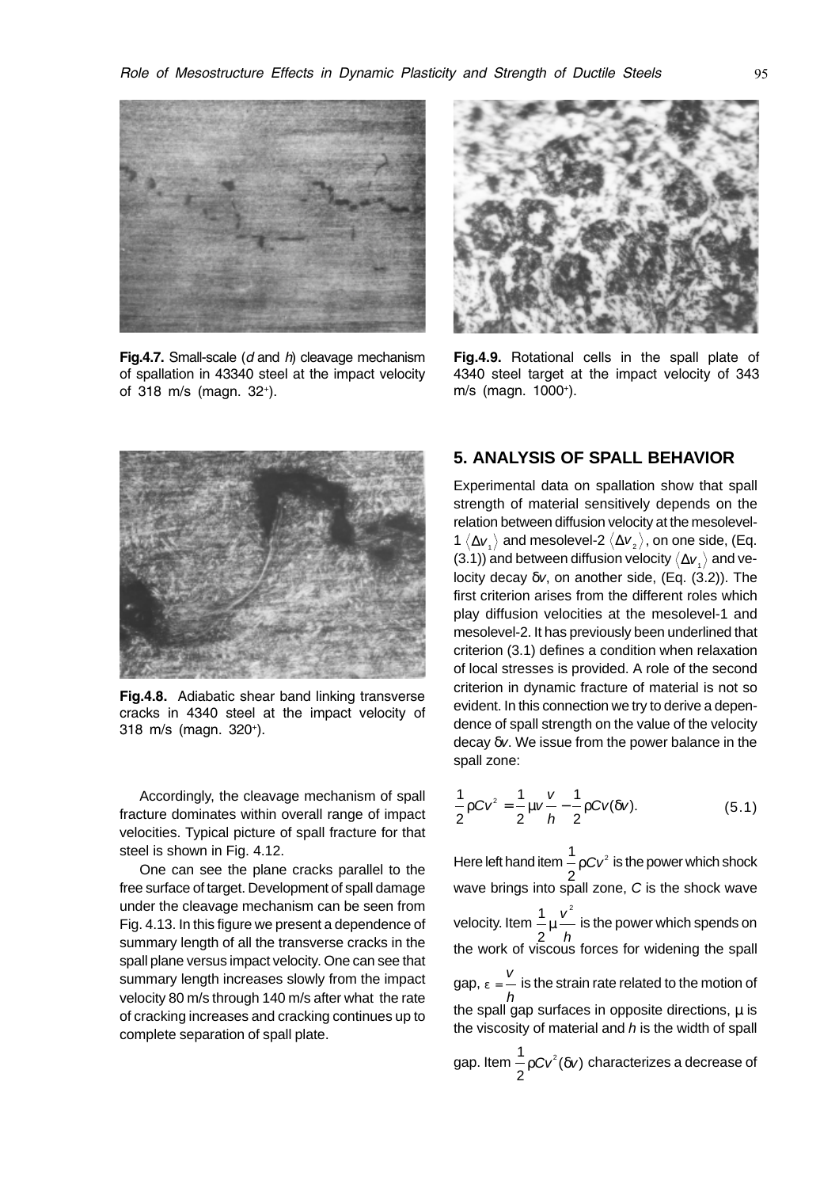Fig.4.7. Small-scale (*d* and *h*) cleavage mechanism of spallation in 43340 steel at the impact velocity of 318 m/s (magn. 32+).

Fig.4.9. Rotational cells in the spall plate of 4340 steel target at the impact velocity of 343 m/s (magn. 1000+).

Fig.4.8. Adiabatic shear band linking transverse cracks in 4340 steel at the impact velocity of 318 m/s (magn. 320+).

Accordingly, the cleavage mechanism of spall fracture dominates within overall range of impact velocities. Typical picture of spall fracture for that steel is shown in Fig. 4.12.

One can see the plane cracks parallel to the free surface of target. Development of spall damage under the cleavage mechanism can be seen from Fig. 4.13. In this figure we present a dependence of summary length of all the transverse cracks in the spall plane versus impact velocity. One can see that summary length increases slowly from the impact velocity 80 m/s through 140 m/s after what the rate of cracking increases and cracking continues up to complete separation of spall plate.

## 5. ANALYSIS OF SPALL BEHAVIOR

Experimental data on spallation show that spall strength of material sensitively depends on the relation between diffusion velocity at the mesolevel-1 $\langle \Delta v_1 \rangle$ and mesolevel-2 $\langle \Delta v_2 \rangle$, on one side, (Eq. (3.1)) and between diffusion velocity $\langle \Delta v_1 \rangle$ and velocity decay $\delta v$, on another side, (Eq. (3.2)). The first criterion arises from the different roles which play diffusion velocities at the mesolevel-1 and mesolevel-2. It has previously been underlined that criterion (3.1) defines a condition when relaxation of local stresses is provided. A role of the second criterion in dynamic fracture of material is not so evident. In this connection we try to derive a dependence of spall strength on the value of the velocity decay $\delta v$. We issue from the power balance in the spall zone:

$$\frac{1}{2}\rho C v^2 = \frac{1}{2}\mu v \frac{v}{h} - \frac{1}{2}\rho C v(\delta v). \tag{5.1}$$

Here left hand item $\frac{1}{2}\rho C v^2$ is the power which shock wave brings into spall zone, $C$ is the shock wave velocity. Item $\frac{1}{2}\mu \frac{v^2}{h}$ is the power which spends on the work of viscous forces for widening the spall gap, $\varepsilon = \frac{v}{h}$ is the strain rate related to the motion of the spall gap surfaces in opposite directions, $\mu$ is the viscosity of material and $h$ is the width of spall gap. Item $\frac{1}{2}\rho C v^2(\delta v)$ characterizes a decrease of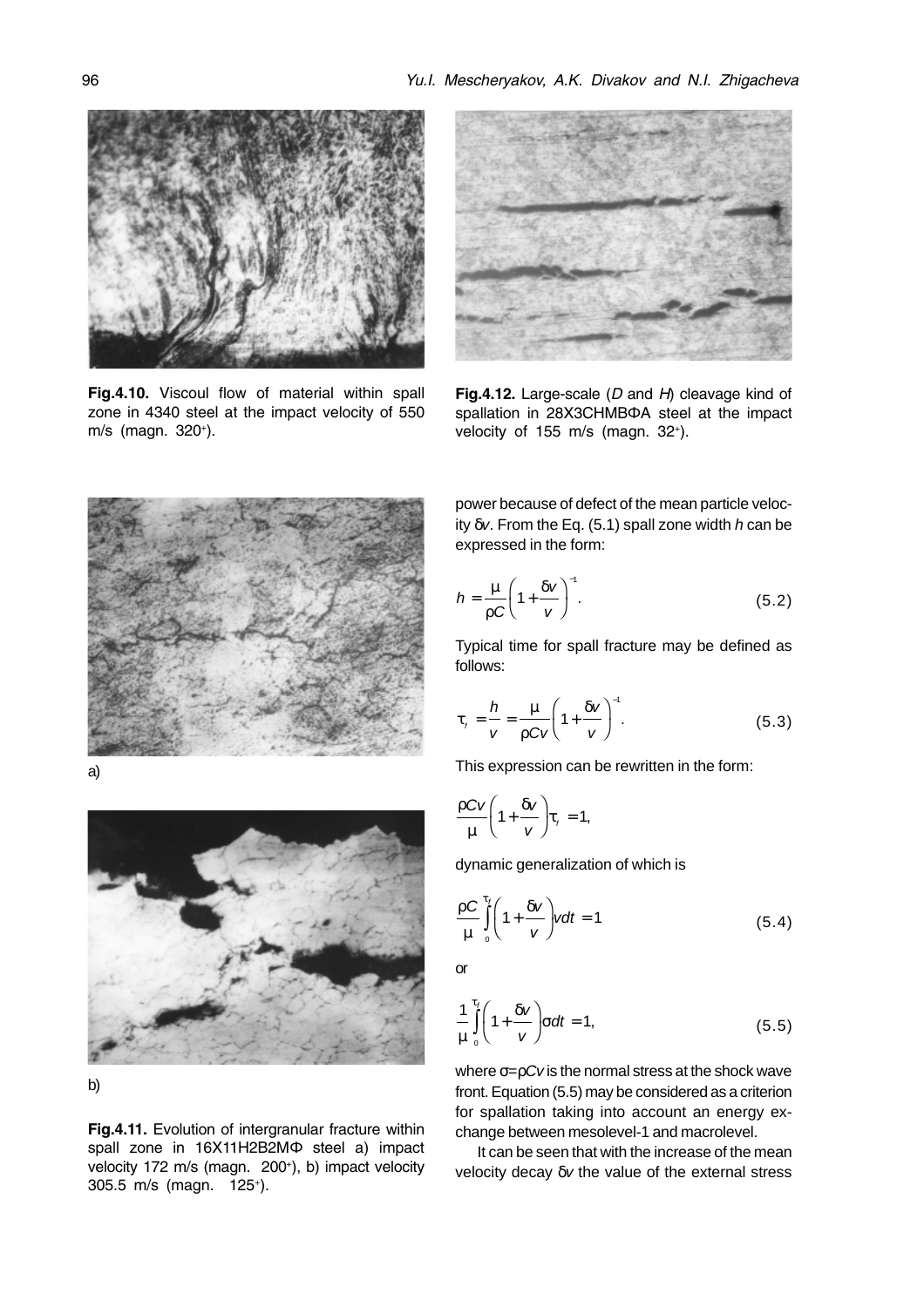**Fig.4.10.** Viscoul flow of material within spall zone in 4340 steel at the impact velocity of 550 m/s (magn. 320+).

**Fig.4.12.** Large-scale (*D* and *H*) cleavage kind of spallation in 28X3CHMBΦA steel at the impact velocity of 155 m/s (magn. 32+).

a)

b)

**Fig.4.11.** Evolution of intergranular fracture within spall zone in 16X11H2B2MΦ steel a) impact velocity 172 m/s (magn. 200+), b) impact velocity 305.5 m/s (magn. 125+).

power because of defect of the mean particle velocity $\delta v$. From the Eq. (5.1) spall zone width $h$ can be expressed in the form:

$$h = \frac{\mu}{\rho C}\left(1 + \frac{\delta v}{v}\right)^{-1}. \tag{5.2}$$

Typical time for spall fracture may be defined as follows:

$$\tau_f = \frac{h}{v} = \frac{\mu}{\rho C v}\left(1 + \frac{\delta v}{v}\right)^{-1}. \tag{5.3}$$

This expression can be rewritten in the form:

$$\frac{\rho C v}{\mu}\left(1 + \frac{\delta v}{v}\right)\tau_f = 1,$$

dynamic generalization of which is

$$\frac{\rho C}{\mu}\int_0^{\tau_f}\left(1 + \frac{\delta v}{v}\right) v dt = 1 \tag{5.4}$$

or

$$\frac{1}{\mu}\int_0^{\tau_f}\left(1 + \frac{\delta v}{v}\right)\sigma dt = 1, \tag{5.5}$$

where $\sigma = \rho C v$ is the normal stress at the shock wave front. Equation (5.5) may be considered as a criterion for spallation taking into account an energy exchange between mesolevel-1 and macrolevel.

It can be seen that with the increase of the mean velocity decay $\delta v$ the value of the external stress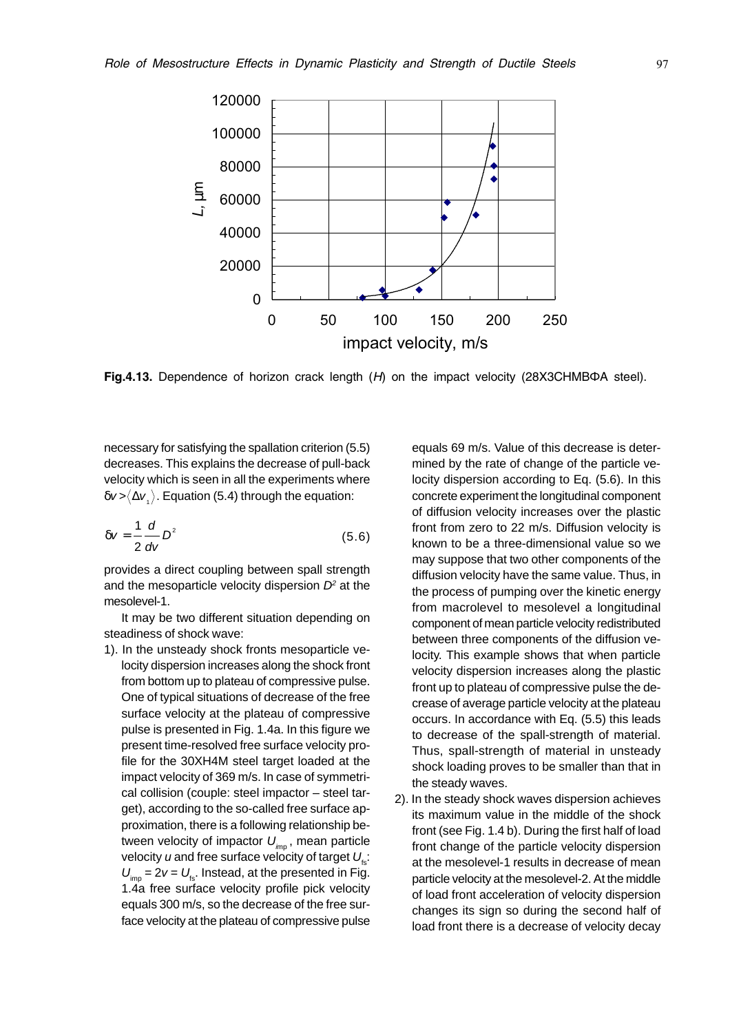Fig.4.13. Dependence of horizon crack length ($H$) on the impact velocity (28Х3СНМВФА steel).

necessary for satisfying the spallation criterion (5.5) decreases. This explains the decrease of pull-back velocity which is seen in all the experiments where $\delta v > \langle \Delta v_1 \rangle$. Equation (5.4) through the equation:

$$\delta v = \frac{1}{2}\frac{d}{dv}D^2 \qquad (5.6)$$

provides a direct coupling between spall strength and the mesoparticle velocity dispersion $D^2$ at the mesolevel-1.

It may be two different situation depending on steadiness of shock wave:

1). In the unsteady shock fronts mesoparticle velocity dispersion increases along the shock front from bottom up to plateau of compressive pulse. One of typical situations of decrease of the free surface velocity at the plateau of compressive pulse is presented in Fig. 1.4a. In this figure we present time-resolved free surface velocity profile for the 30ХН4М steel target loaded at the impact velocity of 369 m/s. In case of symmetrical collision (couple: steel impactor – steel target), according to the so-called free surface approximation, there is a following relationship between velocity of impactor $U_{imp}$, mean particle velocity $u$ and free surface velocity of target $U_{fs}$: $U_{imp} = 2v = U_{fs}$. Instead, at the presented in Fig. 1.4a free surface velocity profile pick velocity equals 300 m/s, so the decrease of the free surface velocity at the plateau of compressive pulse equals 69 m/s. Value of this decrease is determined by the rate of change of the particle velocity dispersion according to Eq. (5.6). In this concrete experiment the longitudinal component of diffusion velocity increases over the plastic front from zero to 22 m/s. Diffusion velocity is known to be a three-dimensional value so we may suppose that two other components of the diffusion velocity have the same value. Thus, in the process of pumping over the kinetic energy from macrolevel to mesolevel a longitudinal component of mean particle velocity redistributed between three components of the diffusion velocity. This example shows that when particle velocity dispersion increases along the plastic front up to plateau of compressive pulse the decrease of average particle velocity at the plateau occurs. In accordance with Eq. (5.5) this leads to decrease of the spall-strength of material. Thus, spall-strength of material in unsteady shock loading proves to be smaller than that in the steady waves.

2). In the steady shock waves dispersion achieves its maximum value in the middle of the shock front (see Fig. 1.4 b). During the first half of load front change of the particle velocity dispersion at the mesolevel-1 results in decrease of mean particle velocity at the mesolevel-2. At the middle of load front acceleration of velocity dispersion changes its sign so during the second half of load front there is a decrease of velocity decay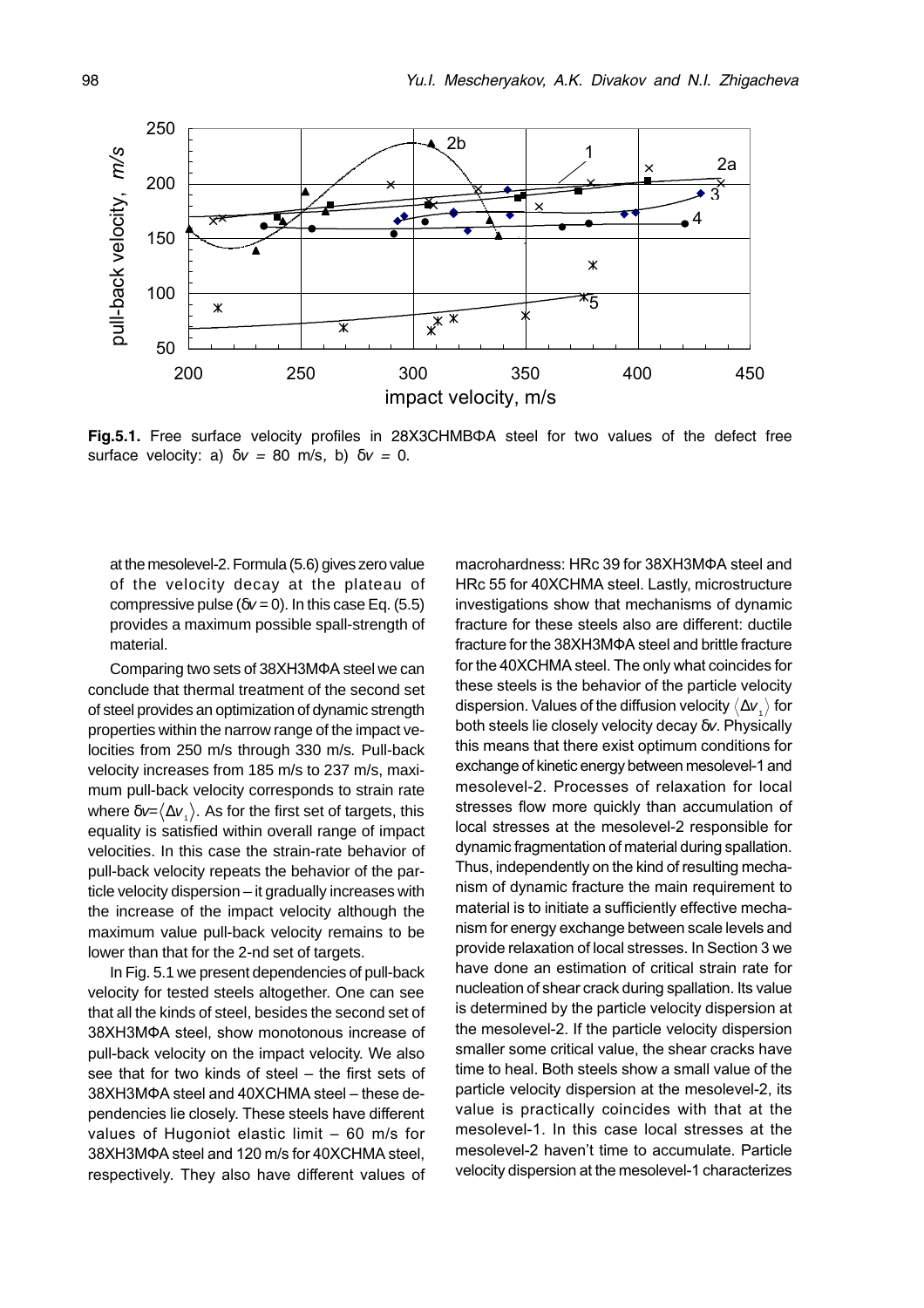**Fig.5.1.** Free surface velocity profiles in 28Х3СНМВФА steel for two values of the defect free surface velocity: a) $\delta v = 80$ m/s, b) $\delta v = 0$.

at the mesolevel-2. Formula (5.6) gives zero value of the velocity decay at the plateau of compressive pulse ($\delta v = 0$). In this case Eq. (5.5) provides a maximum possible spall-strength of material.

Comparing two sets of 38ХН3МФА steel we can conclude that thermal treatment of the second set of steel provides an optimization of dynamic strength properties within the narrow range of the impact velocities from 250 m/s through 330 m/s. Pull-back velocity increases from 185 m/s to 237 m/s, maximum pull-back velocity corresponds to strain rate where $\delta v = \langle \Delta v_1 \rangle$. As for the first set of targets, this equality is satisfied within overall range of impact velocities. In this case the strain-rate behavior of pull-back velocity repeats the behavior of the particle velocity dispersion – it gradually increases with the increase of the impact velocity although the maximum value pull-back velocity remains to be lower than that for the 2-nd set of targets.

In Fig. 5.1 we present dependencies of pull-back velocity for tested steels altogether. One can see that all the kinds of steel, besides the second set of 38ХН3МФА steel, show monotonous increase of pull-back velocity on the impact velocity. We also see that for two kinds of steel – the first sets of 38ХН3МФА steel and 40ХСНМА steel – these dependencies lie closely. These steels have different values of Hugoniot elastic limit – 60 m/s for 38ХН3МФА steel and 120 m/s for 40ХСНМА steel, respectively. They also have different values of macrohardness: HRc 39 for 38ХН3МФА steel and HRc 55 for 40ХСНМА steel. Lastly, microstructure investigations show that mechanisms of dynamic fracture for these steels also are different: ductile fracture for the 38ХН3МФА steel and brittle fracture for the 40ХСНМА steel. The only what coincides for these steels is the behavior of the particle velocity dispersion. Values of the diffusion velocity $\langle \Delta v_1 \rangle$ for both steels lie closely velocity decay $\delta v$. Physically this means that there exist optimum conditions for exchange of kinetic energy between mesolevel-1 and mesolevel-2. Processes of relaxation for local stresses flow more quickly than accumulation of local stresses at the mesolevel-2 responsible for dynamic fragmentation of material during spallation. Thus, independently on the kind of resulting mechanism of dynamic fracture the main requirement to material is to initiate a sufficiently effective mechanism for energy exchange between scale levels and provide relaxation of local stresses. In Section 3 we have done an estimation of critical strain rate for nucleation of shear crack during spallation. Its value is determined by the particle velocity dispersion at the mesolevel-2. If the particle velocity dispersion smaller some critical value, the shear cracks have time to heal. Both steels show a small value of the particle velocity dispersion at the mesolevel-2, its value is practically coincides with that at the mesolevel-1. In this case local stresses at the mesolevel-2 haven't time to accumulate. Particle velocity dispersion at the mesolevel-1 characterizes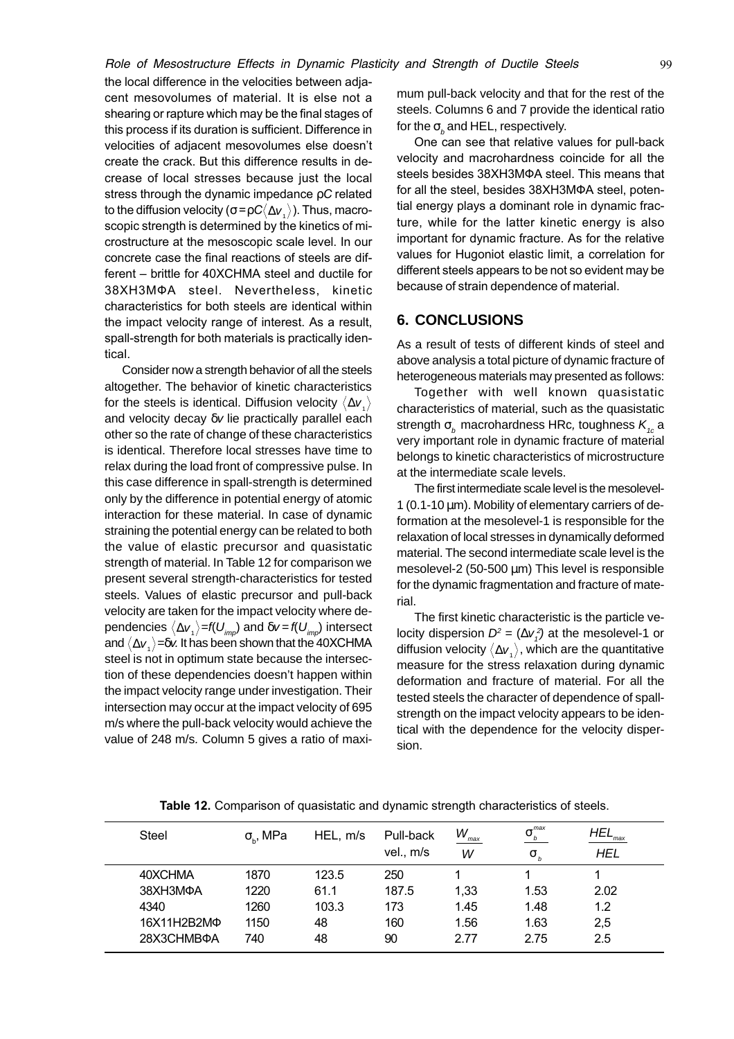the local difference in the velocities between adjacent mesovolumes of material. It is else not a shearing or rapture which may be the final stages of this process if its duration is sufficient. Difference in velocities of adjacent mesovolumes else doesn't create the crack. But this difference results in decrease of local stresses because just the local stress through the dynamic impedance $\rho C$ related to the diffusion velocity ($\sigma = \rho C \langle \Delta v_1 \rangle$). Thus, macroscopic strength is determined by the kinetics of microstructure at the mesoscopic scale level. In our concrete case the final reactions of steels are different – brittle for 40XCHMA steel and ductile for 38XH3MΦA steel. Nevertheless, kinetic characteristics for both steels are identical within the impact velocity range of interest. As a result, spall-strength for both materials is practically identical.

Consider now a strength behavior of all the steels altogether. The behavior of kinetic characteristics for the steels is identical. Diffusion velocity $\langle \Delta v_1 \rangle$ and velocity decay $\delta v$ lie practically parallel each other so the rate of change of these characteristics is identical. Therefore local stresses have time to relax during the load front of compressive pulse. In this case difference in spall-strength is determined only by the difference in potential energy of atomic interaction for these material. In case of dynamic straining the potential energy can be related to both the value of elastic precursor and quasistatic strength of material. In Table 12 for comparison we present several strength-characteristics for tested steels. Values of elastic precursor and pull-back velocity are taken for the impact velocity where dependencies $\langle \Delta v_1 \rangle = f(U_{imp})$ and $\delta v = f(U_{imp})$ intersect and $\langle \Delta v_1 \rangle = \delta v$. It has been shown that the 40XCHMA steel is not in optimum state because the intersection of these dependencies doesn't happen within the impact velocity range under investigation. Their intersection may occur at the impact velocity of 695 m/s where the pull-back velocity would achieve the value of 248 m/s. Column 5 gives a ratio of maximum pull-back velocity and that for the rest of the steels. Columns 6 and 7 provide the identical ratio for the $\sigma_b$ and HEL, respectively.

One can see that relative values for pull-back velocity and macrohardness coincide for all the steels besides 38XH3MΦA steel. This means that for all the steel, besides 38XH3MΦA steel, potential energy plays a dominant role in dynamic fracture, while for the latter kinetic energy is also important for dynamic fracture. As for the relative values for Hugoniot elastic limit, a correlation for different steels appears to be not so evident may be because of strain dependence of material.

## 6. CONCLUSIONS

As a result of tests of different kinds of steel and above analysis a total picture of dynamic fracture of heterogeneous materials may presented as follows:

Together with well known quasistatic characteristics of material, such as the quasistatic strength $\sigma_b$ macrohardness HRc, toughness $K_{1c}$ a very important role in dynamic fracture of material belongs to kinetic characteristics of microstructure at the intermediate scale levels.

The first intermediate scale level is the mesolevel-1 (0.1-10 µm). Mobility of elementary carriers of deformation at the mesolevel-1 is responsible for the relaxation of local stresses in dynamically deformed material. The second intermediate scale level is the mesolevel-2 (50-500 µm) This level is responsible for the dynamic fragmentation and fracture of material.

The first kinetic characteristic is the particle velocity dispersion $D^2 = (\Delta v_1^2)$ at the mesolevel-1 or diffusion velocity $\langle \Delta v_1 \rangle$, which are the quantitative measure for the stress relaxation during dynamic deformation and fracture of material. For all the tested steels the character of dependence of spall-strength on the impact velocity appears to be identical with the dependence for the velocity dispersion.

**Table 12.** Comparison of quasistatic and dynamic strength characteristics of steels.

| Steel | $\sigma_b$, MPa | HEL, m/s | Pull-back vel., m/s | $\frac{W_{max}}{W}$ | $\frac{\sigma_b^{max}}{\sigma_b}$ | $\frac{HEL_{max}}{HEL}$ |
|---|---|---|---|---|---|---|
| 40XCHMA | 1870 | 123.5 | 250 | 1 | 1 | 1 |
| 38XH3MΦA | 1220 | 61.1 | 187.5 | 1,33 | 1.53 | 2.02 |
| 4340 | 1260 | 103.3 | 173 | 1.45 | 1.48 | 1.2 |
| 16X11H2B2MΦ | 1150 | 48 | 160 | 1.56 | 1.63 | 2,5 |
| 28X3CHMBΦA | 740 | 48 | 90 | 2.77 | 2.75 | 2.5 |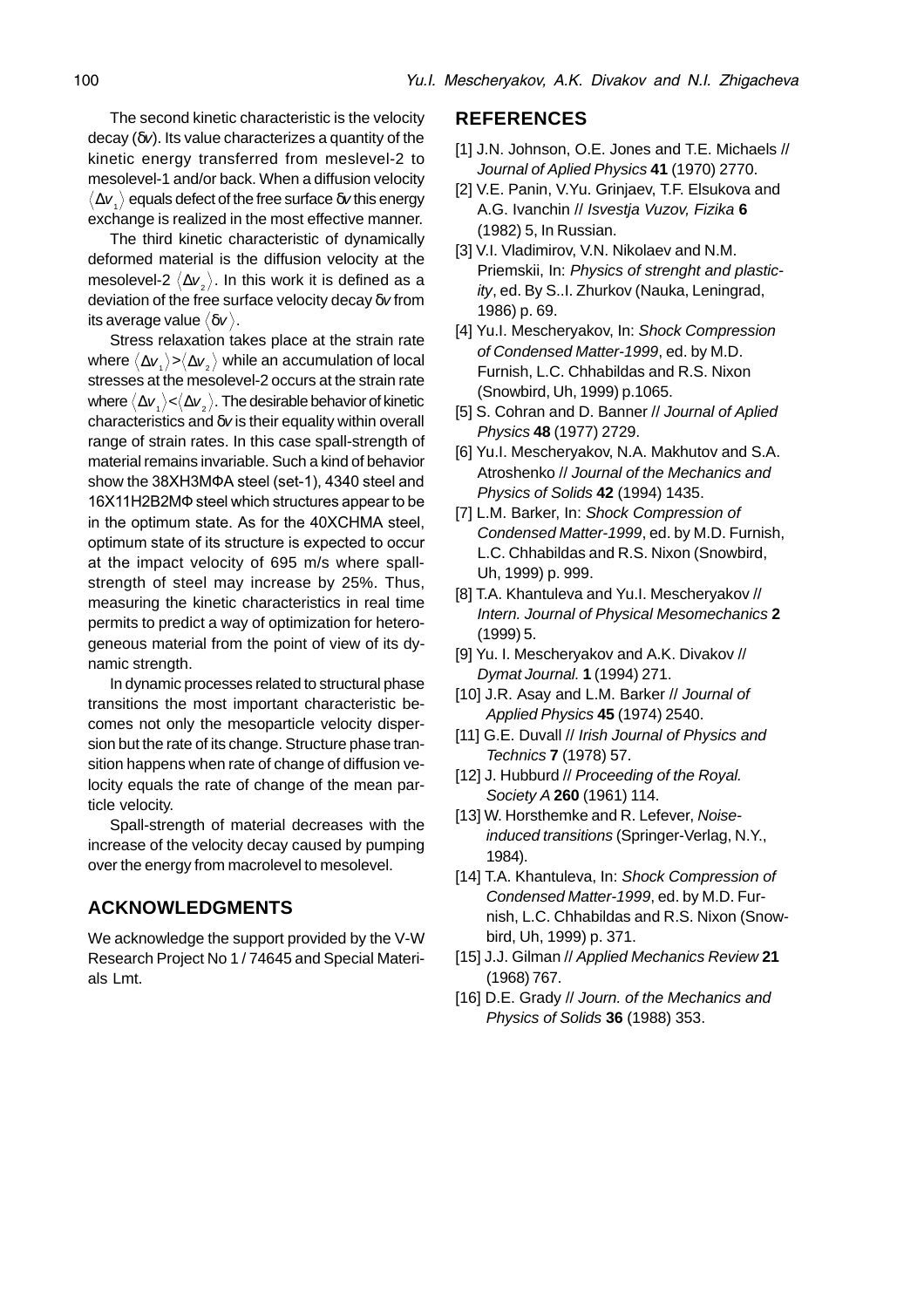The second kinetic characteristic is the velocity decay ($\delta v$). Its value characterizes a quantity of the kinetic energy transferred from meslevel-2 to mesolevel-1 and/or back. When a diffusion velocity $\langle \Delta v_1 \rangle$ equals defect of the free surface $\delta v$ this energy exchange is realized in the most effective manner.

The third kinetic characteristic of dynamically deformed material is the diffusion velocity at the mesolevel-2 $\langle \Delta v_2 \rangle$. In this work it is defined as a deviation of the free surface velocity decay $\delta v$ from its average value $\langle \delta v \rangle$.

Stress relaxation takes place at the strain rate where $\langle \Delta v_1 \rangle > \langle \Delta v_2 \rangle$ while an accumulation of local stresses at the mesolevel-2 occurs at the strain rate where $\langle \Delta v_1 \rangle < \langle \Delta v_2 \rangle$. The desirable behavior of kinetic characteristics and $\delta v$ is their equality within overall range of strain rates. In this case spall-strength of material remains invariable. Such a kind of behavior show the 38ХН3МФА steel (set-1), 4340 steel and 16Х11Н2В2МФ steel which structures appear to be in the optimum state. As for the 40ХСНМА steel, optimum state of its structure is expected to occur at the impact velocity of 695 m/s where spall-strength of steel may increase by 25%. Thus, measuring the kinetic characteristics in real time permits to predict a way of optimization for heterogeneous material from the point of view of its dynamic strength.

In dynamic processes related to structural phase transitions the most important characteristic becomes not only the mesoparticle velocity dispersion but the rate of its change. Structure phase transition happens when rate of change of diffusion velocity equals the rate of change of the mean particle velocity.

Spall-strength of material decreases with the increase of the velocity decay caused by pumping over the energy from macrolevel to mesolevel.

## ACKNOWLEDGMENTS

We acknowledge the support provided by the V-W Research Project No 1 / 74645 and Special Materials Lmt.

## REFERENCES

[1] J.N. Johnson, O.E. Jones and T.E. Michaels // *Journal of Aplied Physics* **41** (1970) 2770.

[2] V.E. Panin, V.Yu. Grinjaev, T.F. Elsukova and A.G. Ivanchin // *Isvestja Vuzov, Fizika* **6** (1982) 5, In Russian.

[3] V.I. Vladimirov, V.N. Nikolaev and N.M. Priemskii, In: *Physics of strenght and plasticity*, ed. By S..I. Zhurkov (Nauka, Leningrad, 1986) p. 69.

[4] Yu.I. Mescheryakov, In: *Shock Compression of Condensed Matter-1999*, ed. by M.D. Furnish, L.C. Chhabildas and R.S. Nixon (Snowbird, Uh, 1999) p.1065.

[5] S. Cohran and D. Banner // *Journal of Aplied Physics* **48** (1977) 2729.

[6] Yu.I. Mescheryakov, N.A. Makhutov and S.A. Atroshenko // *Journal of the Mechanics and Physics of Solids* **42** (1994) 1435.

[7] L.M. Barker, In: *Shock Compression of Condensed Matter-1999*, ed. by M.D. Furnish, L.C. Chhabildas and R.S. Nixon (Snowbird, Uh, 1999) p. 999.

[8] T.A. Khantuleva and Yu.I. Mescheryakov // *Intern. Journal of Physical Mesomechanics* **2** (1999) 5.

[9] Yu. I. Mescheryakov and A.K. Divakov // *Dymat Journal.* **1** (1994) 271.

[10] J.R. Asay and L.M. Barker // *Journal of Applied Physics* **45** (1974) 2540.

[11] G.E. Duvall // *Irish Journal of Physics and Technics* **7** (1978) 57.

[12] J. Hubburd // *Proceeding of the Royal. Society A* **260** (1961) 114.

[13] W. Horsthemke and R. Lefever, *Noise-induced transitions* (Springer-Verlag, N.Y., 1984).

[14] T.A. Khantuleva, In: *Shock Compression of Condensed Matter-1999*, ed. by M.D. Furnish, L.C. Chhabildas and R.S. Nixon (Snowbird, Uh, 1999) p. 371.

[15] J.J. Gilman // *Applied Mechanics Review* **21** (1968) 767.

[16] D.E. Grady // *Journ. of the Mechanics and Physics of Solids* **36** (1988) 353.